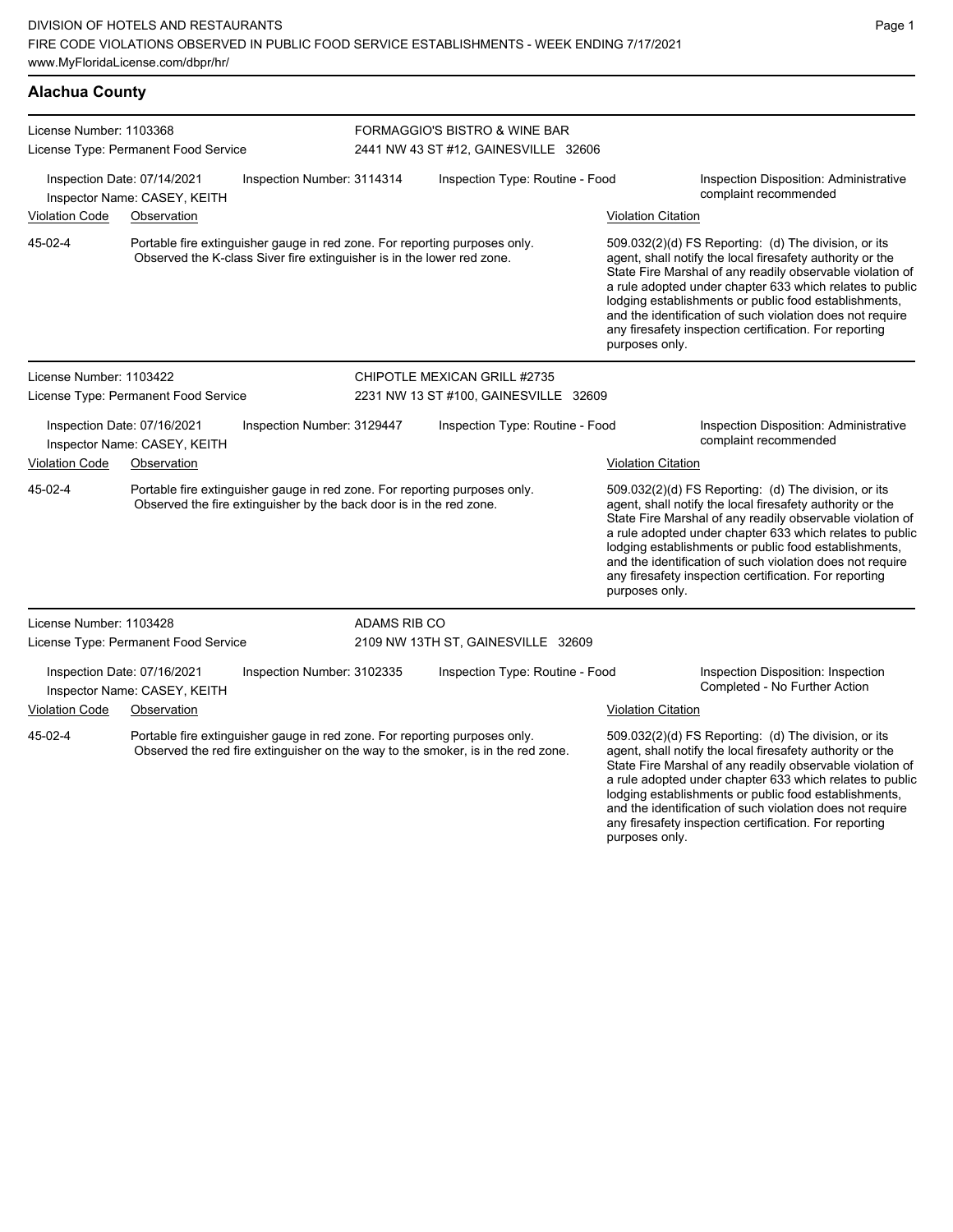DIVISION OF HOTELS AND RESTAURANTS
FIRE CODE VIOLATIONS OBSERVED IN PUBLIC FOOD SERVICE ESTABLISHMENTS - WEEK ENDING 7/17/2021
www.MyFloridaLicense.com/dbpr/hr/

## Alachua County

**License Number:** 1103368
**License Type:** Permanent Food Service
**FORMAGGIO'S BISTRO & WINE BAR**
2441 NW 43 ST #12, GAINESVILLE 32606

Inspection Date: 07/14/2021
Inspector Name: CASEY, KEITH
Inspection Number: 3114314
Inspection Type: Routine - Food
Inspection Disposition: Administrative complaint recommended

| Violation Code | Observation | Violation Citation |
|---|---|---|
| 45-02-4 | Portable fire extinguisher gauge in red zone. For reporting purposes only. Observed the K-class Siver fire extinguisher is in the lower red zone. | 509.032(2)(d) FS Reporting: (d) The division, or its agent, shall notify the local firesafety authority or the State Fire Marshal of any readily observable violation of a rule adopted under chapter 633 which relates to public lodging establishments or public food establishments, and the identification of such violation does not require any firesafety inspection certification. For reporting purposes only. |

**License Number:** 1103422
**License Type:** Permanent Food Service
**CHIPOTLE MEXICAN GRILL #2735**
2231 NW 13 ST #100, GAINESVILLE 32609

Inspection Date: 07/16/2021
Inspector Name: CASEY, KEITH
Inspection Number: 3129447
Inspection Type: Routine - Food
Inspection Disposition: Administrative complaint recommended

| Violation Code | Observation | Violation Citation |
|---|---|---|
| 45-02-4 | Portable fire extinguisher gauge in red zone. For reporting purposes only. Observed the fire extinguisher by the back door is in the red zone. | 509.032(2)(d) FS Reporting: (d) The division, or its agent, shall notify the local firesafety authority or the State Fire Marshal of any readily observable violation of a rule adopted under chapter 633 which relates to public lodging establishments or public food establishments, and the identification of such violation does not require any firesafety inspection certification. For reporting purposes only. |

**License Number:** 1103428
**License Type:** Permanent Food Service
**ADAMS RIB CO**
2109 NW 13TH ST, GAINESVILLE 32609

Inspection Date: 07/16/2021
Inspector Name: CASEY, KEITH
Inspection Number: 3102335
Inspection Type: Routine - Food
Inspection Disposition: Inspection Completed - No Further Action

| Violation Code | Observation | Violation Citation |
|---|---|---|
| 45-02-4 | Portable fire extinguisher gauge in red zone. For reporting purposes only. Observed the red fire extinguisher on the way to the smoker, is in the red zone. | 509.032(2)(d) FS Reporting: (d) The division, or its agent, shall notify the local firesafety authority or the State Fire Marshal of any readily observable violation of a rule adopted under chapter 633 which relates to public lodging establishments or public food establishments, and the identification of such violation does not require any firesafety inspection certification. For reporting purposes only. |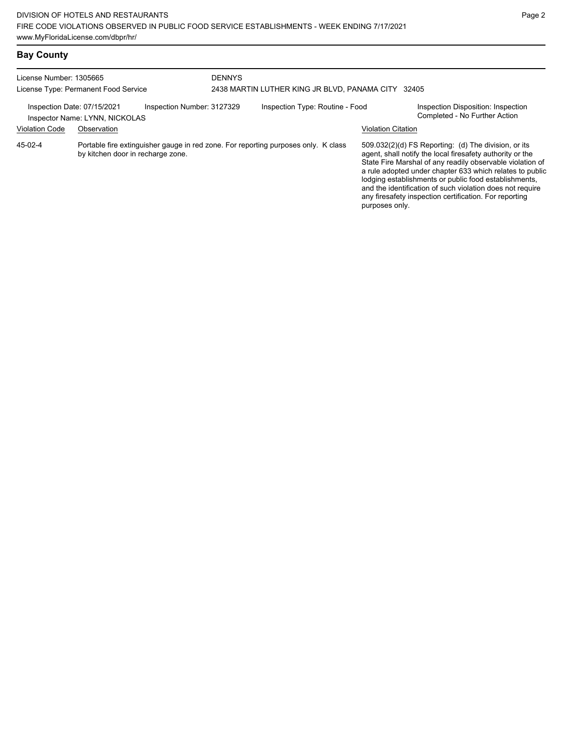## Bay County

License Number: 1305665
License Type: Permanent Food Service

DENNYS
2438 MARTIN LUTHER KING JR BLVD, PANAMA CITY 32405

Inspection Date: 07/15/2021
Inspector Name: LYNN, NICKOLAS
Inspection Number: 3127329
Inspection Type: Routine - Food
Inspection Disposition: Inspection Completed - No Further Action

| Violation Code | Observation | Violation Citation |
|---|---|---|
| 45-02-4 | Portable fire extinguisher gauge in red zone. For reporting purposes only. K class by kitchen door in recharge zone. | 509.032(2)(d) FS Reporting: (d) The division, or its agent, shall notify the local firesafety authority or the State Fire Marshal of any readily observable violation of a rule adopted under chapter 633 which relates to public lodging establishments or public food establishments, and the identification of such violation does not require any firesafety inspection certification. For reporting purposes only. |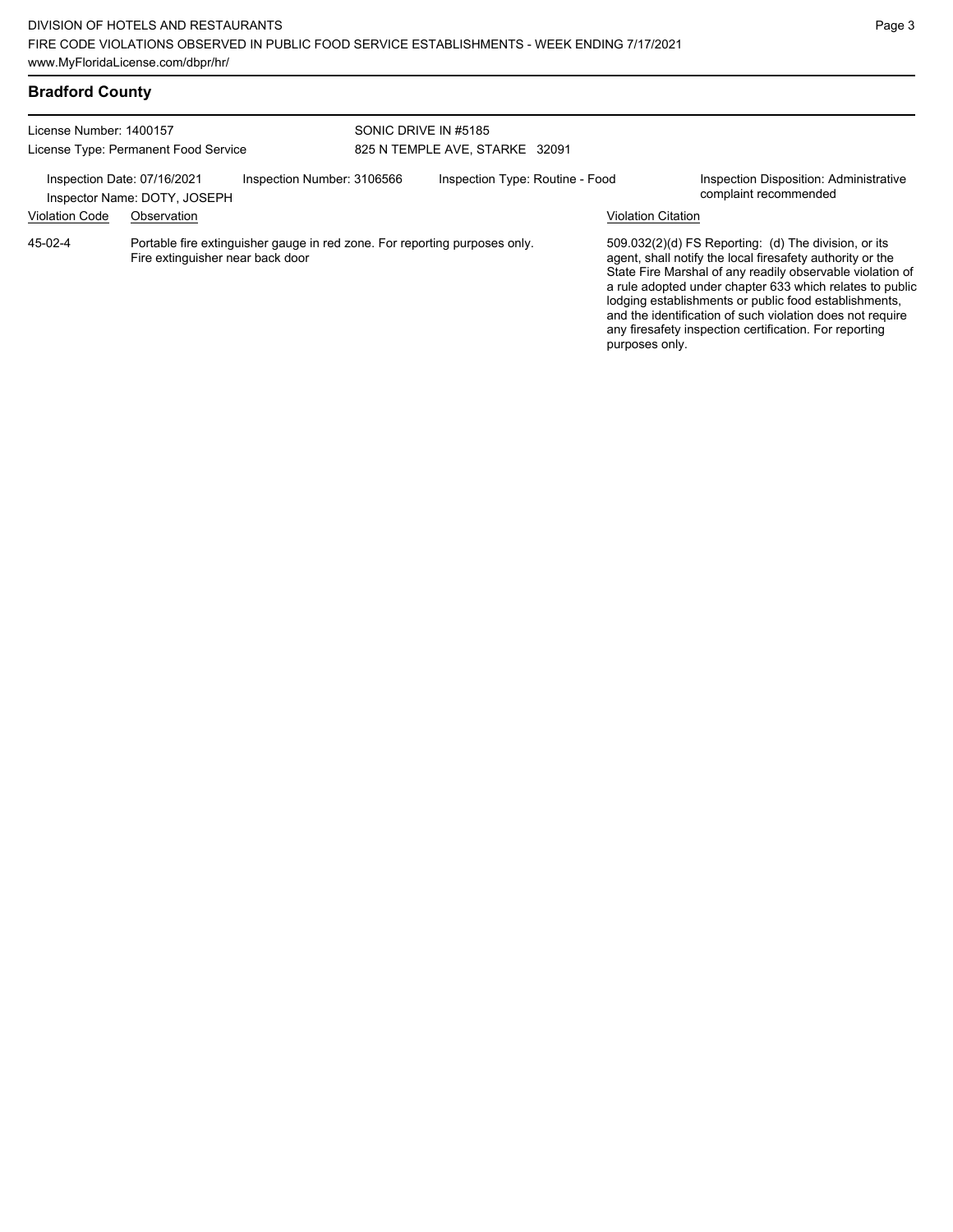## Bradford County

License Number: 1400157
License Type: Permanent Food Service

SONIC DRIVE IN #5185
825 N TEMPLE AVE, STARKE 32091

Inspection Date: 07/16/2021
Inspector Name: DOTY, JOSEPH

Inspection Number: 3106566

Inspection Type: Routine - Food

Inspection Disposition: Administrative complaint recommended

| Violation Code | Observation | Violation Citation |
| --- | --- | --- |
| 45-02-4 | Portable fire extinguisher gauge in red zone. For reporting purposes only. Fire extinguisher near back door | 509.032(2)(d) FS Reporting: (d) The division, or its agent, shall notify the local firesafety authority or the State Fire Marshal of any readily observable violation of a rule adopted under chapter 633 which relates to public lodging establishments or public food establishments, and the identification of such violation does not require any firesafety inspection certification. For reporting purposes only. |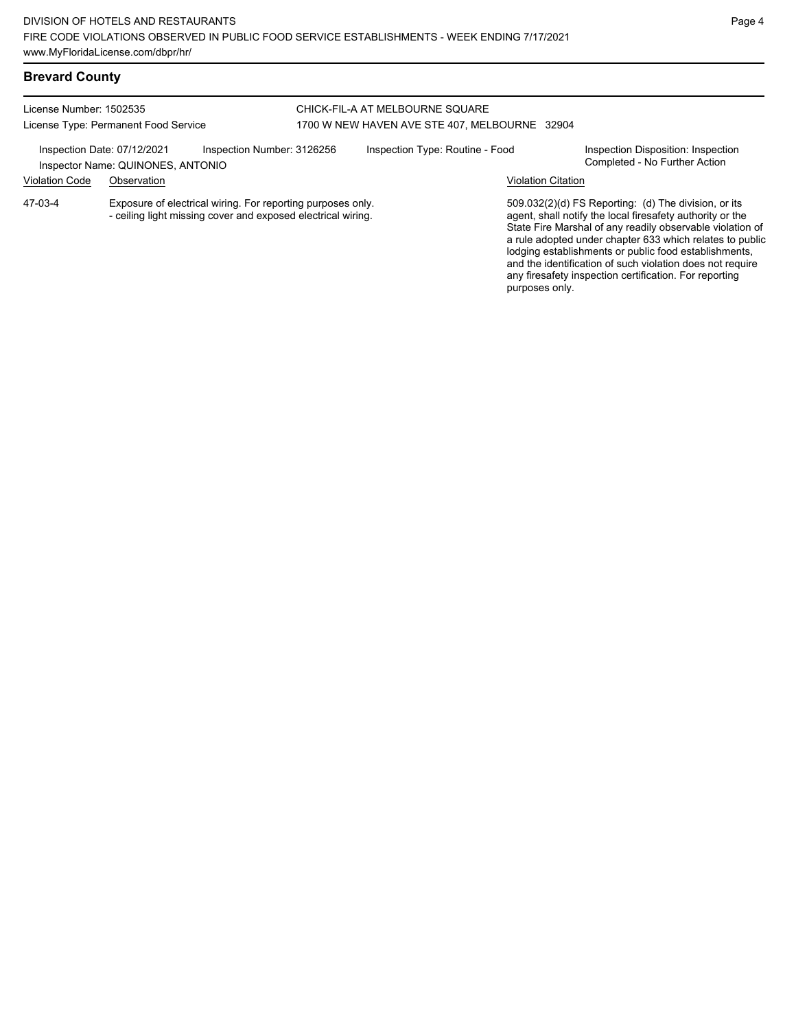## Brevard County

License Number: 1502535
License Type: Permanent Food Service

CHICK-FIL-A AT MELBOURNE SQUARE
1700 W NEW HAVEN AVE STE 407, MELBOURNE 32904

Inspection Date: 07/12/2021
Inspector Name: QUINONES, ANTONIO
Inspection Number: 3126256
Inspection Type: Routine - Food
Inspection Disposition: Inspection Completed - No Further Action

| Violation Code | Observation | Violation Citation |
|---|---|---|
| 47-03-4 | Exposure of electrical wiring. For reporting purposes only. - ceiling light missing cover and exposed electrical wiring. | 509.032(2)(d) FS Reporting: (d) The division, or its agent, shall notify the local firesafety authority or the State Fire Marshal of any readily observable violation of a rule adopted under chapter 633 which relates to public lodging establishments or public food establishments, and the identification of such violation does not require any firesafety inspection certification. For reporting purposes only. |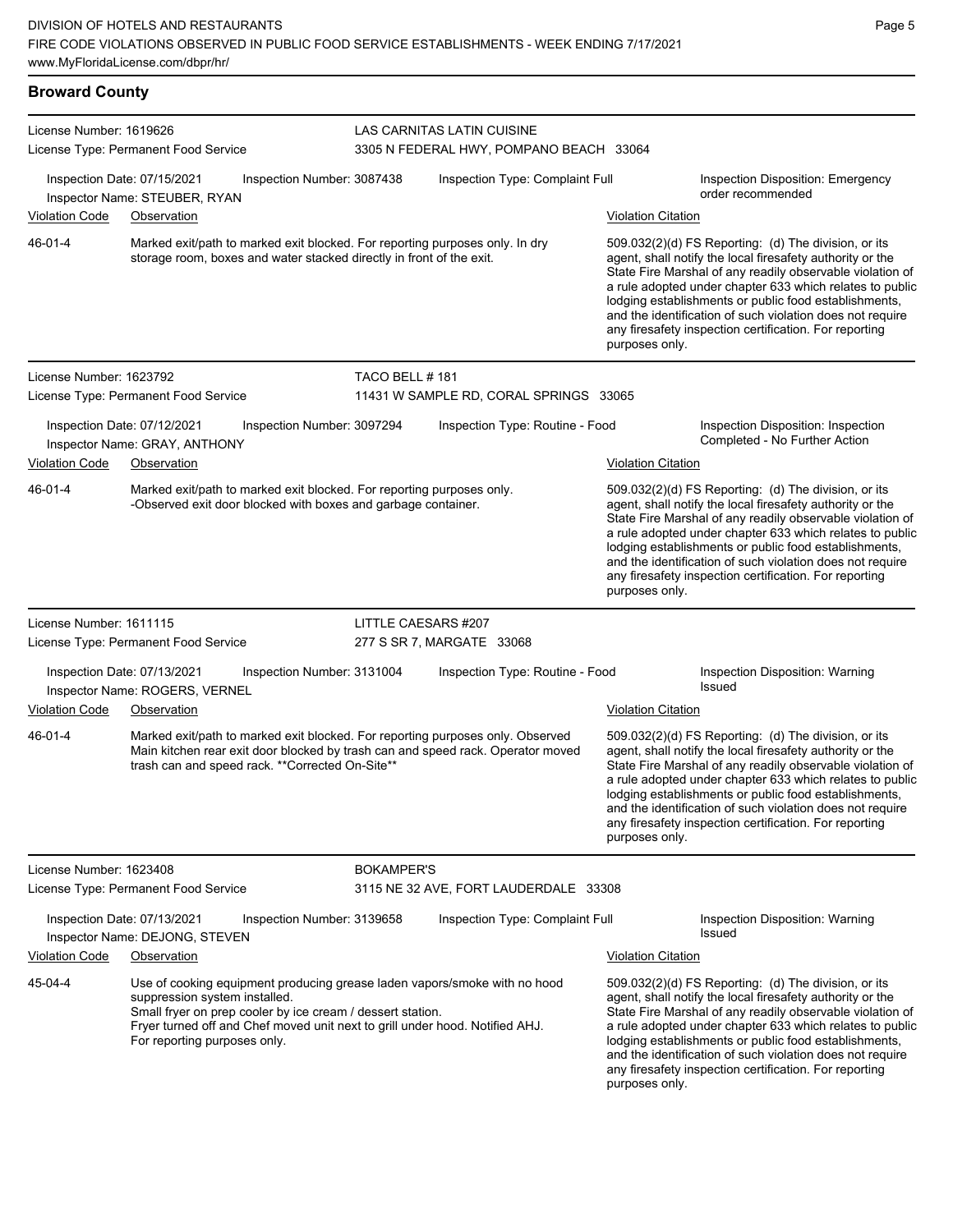## Broward County

**License Number:** 1619626
**License Type:** Permanent Food Service

**LAS CARNITAS LATIN CUISINE**
3305 N FEDERAL HWY, POMPANO BEACH 33064

**Inspection Date:** 07/15/2021 | **Inspection Number:** 3087438 | **Inspection Type:** Complaint Full | **Inspection Disposition:** Emergency order recommended

**Inspector Name:** STEUBER, RYAN

| Violation Code | Observation | Violation Citation |
|---|---|---|
| 46-01-4 | Marked exit/path to marked exit blocked. For reporting purposes only. In dry storage room, boxes and water stacked directly in front of the exit. | 509.032(2)(d) FS Reporting: (d) The division, or its agent, shall notify the local firesafety authority or the State Fire Marshal of any readily observable violation of a rule adopted under chapter 633 which relates to public lodging establishments or public food establishments, and the identification of such violation does not require any firesafety inspection certification. For reporting purposes only. |

---

**License Number:** 1623792
**License Type:** Permanent Food Service

**TACO BELL # 181**
11431 W SAMPLE RD, CORAL SPRINGS 33065

**Inspection Date:** 07/12/2021 | **Inspection Number:** 3097294 | **Inspection Type:** Routine - Food | **Inspection Disposition:** Inspection Completed - No Further Action

**Inspector Name:** GRAY, ANTHONY

| Violation Code | Observation | Violation Citation |
|---|---|---|
| 46-01-4 | Marked exit/path to marked exit blocked. For reporting purposes only. -Observed exit door blocked with boxes and garbage container. | 509.032(2)(d) FS Reporting: (d) The division, or its agent, shall notify the local firesafety authority or the State Fire Marshal of any readily observable violation of a rule adopted under chapter 633 which relates to public lodging establishments or public food establishments, and the identification of such violation does not require any firesafety inspection certification. For reporting purposes only. |

---

**License Number:** 1611115
**License Type:** Permanent Food Service

**LITTLE CAESARS #207**
277 S SR 7, MARGATE 33068

**Inspection Date:** 07/13/2021 | **Inspection Number:** 3131004 | **Inspection Type:** Routine - Food | **Inspection Disposition:** Warning Issued

**Inspector Name:** ROGERS, VERNEL

| Violation Code | Observation | Violation Citation |
|---|---|---|
| 46-01-4 | Marked exit/path to marked exit blocked. For reporting purposes only. Observed Main kitchen rear exit door blocked by trash can and speed rack. Operator moved trash can and speed rack. **Corrected On-Site** | 509.032(2)(d) FS Reporting: (d) The division, or its agent, shall notify the local firesafety authority or the State Fire Marshal of any readily observable violation of a rule adopted under chapter 633 which relates to public lodging establishments or public food establishments, and the identification of such violation does not require any firesafety inspection certification. For reporting purposes only. |

---

**License Number:** 1623408
**License Type:** Permanent Food Service

**BOKAMPER'S**
3115 NE 32 AVE, FORT LAUDERDALE 33308

**Inspection Date:** 07/13/2021 | **Inspection Number:** 3139658 | **Inspection Type:** Complaint Full | **Inspection Disposition:** Warning Issued

**Inspector Name:** DEJONG, STEVEN

| Violation Code | Observation | Violation Citation |
|---|---|---|
| 45-04-4 | Use of cooking equipment producing grease laden vapors/smoke with no hood suppression system installed. Small fryer on prep cooler by ice cream / dessert station. Fryer turned off and Chef moved unit next to grill under hood. Notified AHJ. For reporting purposes only. | 509.032(2)(d) FS Reporting: (d) The division, or its agent, shall notify the local firesafety authority or the State Fire Marshal of any readily observable violation of a rule adopted under chapter 633 which relates to public lodging establishments or public food establishments, and the identification of such violation does not require any firesafety inspection certification. For reporting purposes only. |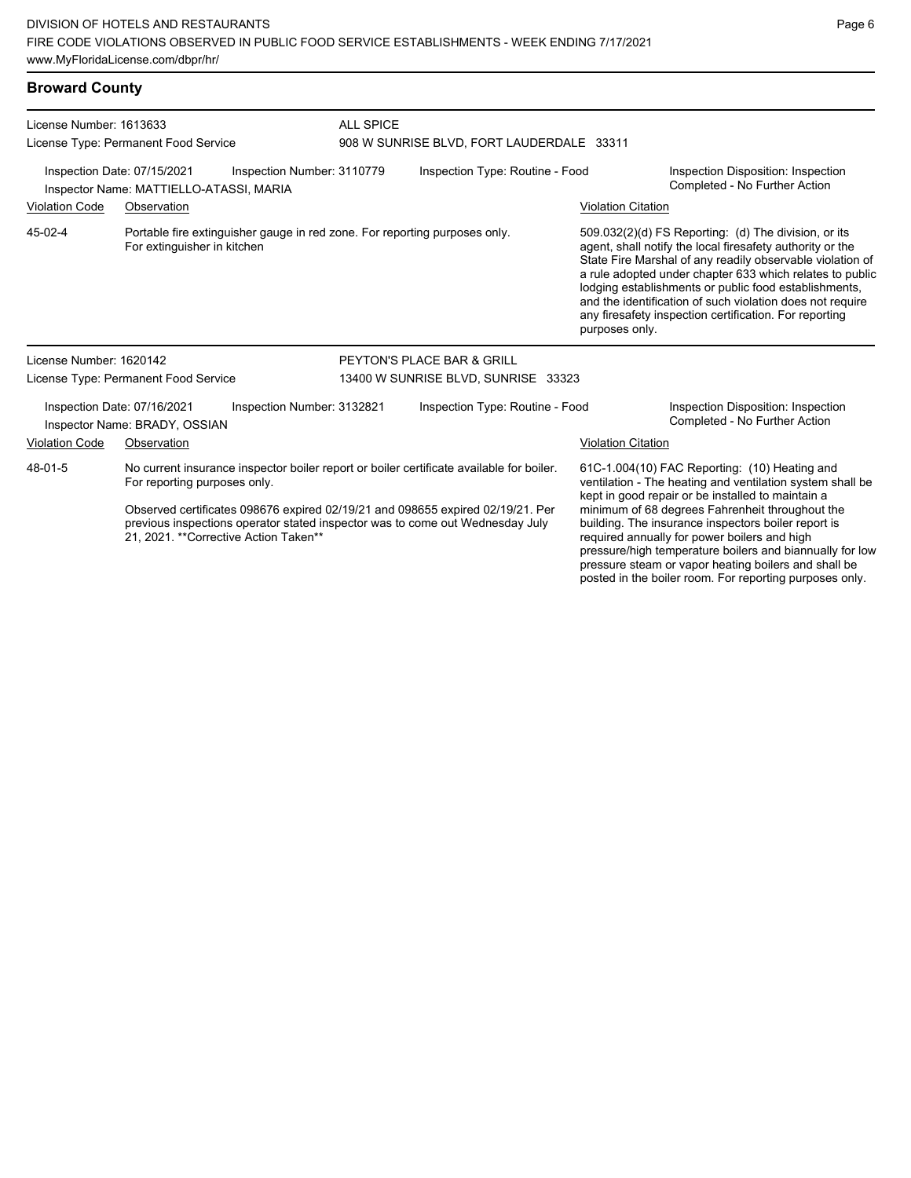## Broward County

**License Number:** 1613633
**License Type:** Permanent Food Service

**ALL SPICE**
908 W SUNRISE BLVD, FORT LAUDERDALE 33311

**Inspection Date:** 07/15/2021
**Inspection Number:** 3110779
**Inspection Type:** Routine - Food
**Inspector Name:** MATTIELLO-ATASSI, MARIA
**Inspection Disposition:** Inspection Completed - No Further Action

| Violation Code | Observation | Violation Citation |
|---|---|---|
| 45-02-4 | Portable fire extinguisher gauge in red zone. For reporting purposes only. For extinguisher in kitchen | 509.032(2)(d) FS Reporting: (d) The division, or its agent, shall notify the local firesafety authority or the State Fire Marshal of any readily observable violation of a rule adopted under chapter 633 which relates to public lodging establishments or public food establishments, and the identification of such violation does not require any firesafety inspection certification. For reporting purposes only. |

---

**License Number:** 1620142
**License Type:** Permanent Food Service

**PEYTON'S PLACE BAR & GRILL**
13400 W SUNRISE BLVD, SUNRISE 33323

**Inspection Date:** 07/16/2021
**Inspection Number:** 3132821
**Inspection Type:** Routine - Food
**Inspector Name:** BRADY, OSSIAN
**Inspection Disposition:** Inspection Completed - No Further Action

| Violation Code | Observation | Violation Citation |
|---|---|---|
| 48-01-5 | No current insurance inspector boiler report or boiler certificate available for boiler. For reporting purposes only.<br><br>Observed certificates 098676 expired 02/19/21 and 098655 expired 02/19/21. Per previous inspections operator stated inspector was to come out Wednesday July 21, 2021. **Corrective Action Taken** | 61C-1.004(10) FAC Reporting: (10) Heating and ventilation - The heating and ventilation system shall be kept in good repair or be installed to maintain a minimum of 68 degrees Fahrenheit throughout the building. The insurance inspectors boiler report is required annually for power boilers and high pressure/high temperature boilers and biannually for low pressure steam or vapor heating boilers and shall be posted in the boiler room. For reporting purposes only. |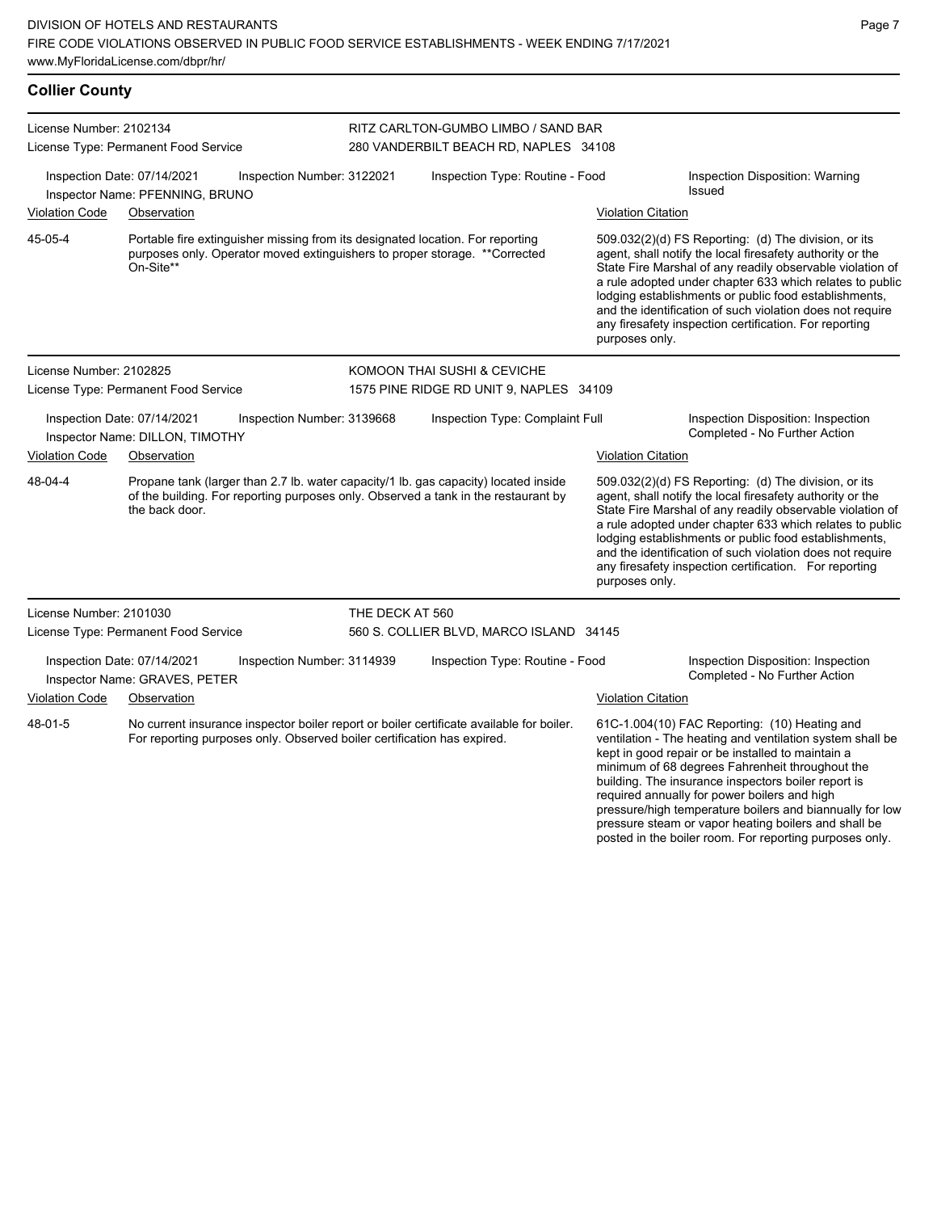## Collier County

**License Number:** 2102134
**License Type:** Permanent Food Service

**RITZ CARLTON-GUMBO LIMBO / SAND BAR**
280 VANDERBILT BEACH RD, NAPLES 34108

Inspection Date: 07/14/2021 | Inspection Number: 3122021 | Inspection Type: Routine - Food | Inspection Disposition: Warning Issued

Inspector Name: PFENNING, BRUNO

| Violation Code | Observation | Violation Citation |
|---|---|---|
| 45-05-4 | Portable fire extinguisher missing from its designated location. For reporting purposes only. Operator moved extinguishers to proper storage. **Corrected On-Site** | 509.032(2)(d) FS Reporting: (d) The division, or its agent, shall notify the local firesafety authority or the State Fire Marshal of any readily observable violation of a rule adopted under chapter 633 which relates to public lodging establishments or public food establishments, and the identification of such violation does not require any firesafety inspection certification. For reporting purposes only. |

---

**License Number:** 2102825
**License Type:** Permanent Food Service

**KOMOON THAI SUSHI & CEVICHE**
1575 PINE RIDGE RD UNIT 9, NAPLES 34109

Inspection Date: 07/14/2021 | Inspection Number: 3139668 | Inspection Type: Complaint Full | Inspection Disposition: Inspection Completed - No Further Action

Inspector Name: DILLON, TIMOTHY

| Violation Code | Observation | Violation Citation |
|---|---|---|
| 48-04-4 | Propane tank (larger than 2.7 lb. water capacity/1 lb. gas capacity) located inside of the building. For reporting purposes only. Observed a tank in the restaurant by the back door. | 509.032(2)(d) FS Reporting: (d) The division, or its agent, shall notify the local firesafety authority or the State Fire Marshal of any readily observable violation of a rule adopted under chapter 633 which relates to public lodging establishments or public food establishments, and the identification of such violation does not require any firesafety inspection certification. For reporting purposes only. |

---

**License Number:** 2101030
**License Type:** Permanent Food Service

**THE DECK AT 560**
560 S. COLLIER BLVD, MARCO ISLAND 34145

Inspection Date: 07/14/2021 | Inspection Number: 3114939 | Inspection Type: Routine - Food | Inspection Disposition: Inspection Completed - No Further Action

Inspector Name: GRAVES, PETER

| Violation Code | Observation | Violation Citation |
|---|---|---|
| 48-01-5 | No current insurance inspector boiler report or boiler certificate available for boiler. For reporting purposes only. Observed boiler certification has expired. | 61C-1.004(10) FAC Reporting: (10) Heating and ventilation - The heating and ventilation system shall be kept in good repair or be installed to maintain a minimum of 68 degrees Fahrenheit throughout the building. The insurance inspectors boiler report is required annually for power boilers and high pressure/high temperature boilers and biannually for low pressure steam or vapor heating boilers and shall be posted in the boiler room. For reporting purposes only. |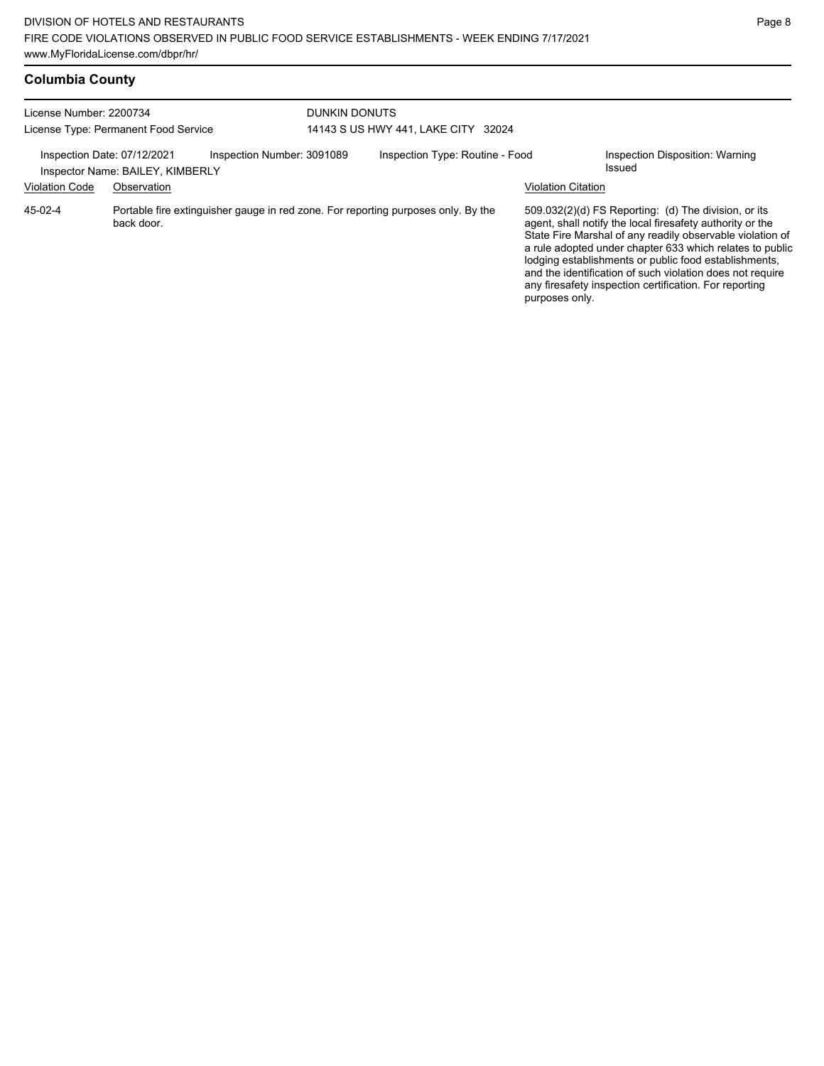## Columbia County

License Number: 2200734
License Type: Permanent Food Service

DUNKIN DONUTS
14143 S US HWY 441, LAKE CITY 32024

Inspection Date: 07/12/2021
Inspector Name: BAILEY, KIMBERLY
Inspection Number: 3091089
Inspection Type: Routine - Food
Inspection Disposition: Warning Issued

| Violation Code | Observation | Violation Citation |
| --- | --- | --- |
| 45-02-4 | Portable fire extinguisher gauge in red zone. For reporting purposes only. By the back door. | 509.032(2)(d) FS Reporting: (d) The division, or its agent, shall notify the local firesafety authority or the State Fire Marshal of any readily observable violation of a rule adopted under chapter 633 which relates to public lodging establishments or public food establishments, and the identification of such violation does not require any firesafety inspection certification. For reporting purposes only. |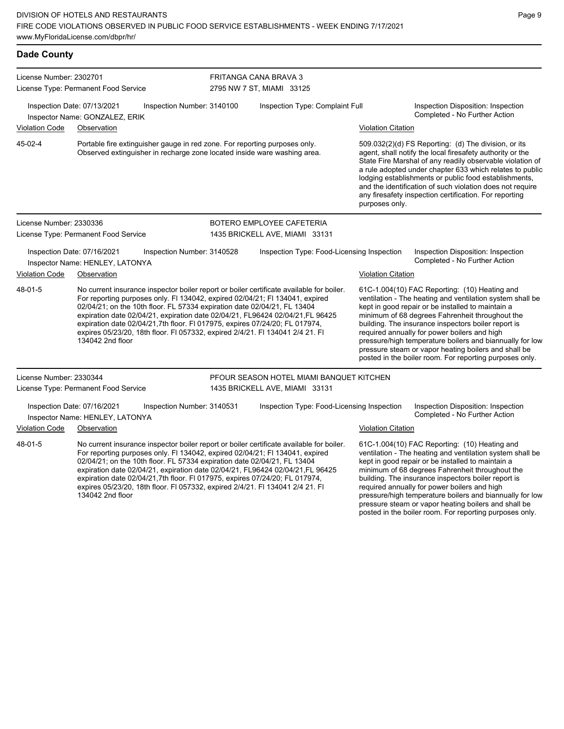## Dade County

**License Number:** 2302701
**License Type:** Permanent Food Service

**FRITANGA CANA BRAVA 3**
2795 NW 7 ST, MIAMI 33125

**Inspection Date:** 07/13/2021
**Inspection Number:** 3140100
**Inspection Type:** Complaint Full
**Inspection Disposition:** Inspection Completed - No Further Action
**Inspector Name:** GONZALEZ, ERIK

| Violation Code | Observation | Violation Citation |
|---|---|---|
| 45-02-4 | Portable fire extinguisher gauge in red zone. For reporting purposes only. Observed extinguisher in recharge zone located inside ware washing area. | 509.032(2)(d) FS Reporting: (d) The division, or its agent, shall notify the local firesafety authority or the State Fire Marshal of any readily observable violation of a rule adopted under chapter 633 which relates to public lodging establishments or public food establishments, and the identification of such violation does not require any firesafety inspection certification. For reporting purposes only. |

---

**License Number:** 2330336
**License Type:** Permanent Food Service

**BOTERO EMPLOYEE CAFETERIA**
1435 BRICKELL AVE, MIAMI 33131

**Inspection Date:** 07/16/2021
**Inspection Number:** 3140528
**Inspection Type:** Food-Licensing Inspection
**Inspection Disposition:** Inspection Completed - No Further Action
**Inspector Name:** HENLEY, LATONYA

| Violation Code | Observation | Violation Citation |
|---|---|---|
| 48-01-5 | No current insurance inspector boiler report or boiler certificate available for boiler. For reporting purposes only. Fl 134042, expired 02/04/21; Fl 134041, expired 02/04/21; on the 10th floor. FL 57334 expiration date 02/04/21, FL 13404 expiration date 02/04/21, expiration date 02/04/21, FL96424 02/04/21,FL 96425 expiration date 02/04/21,7th floor. Fl 017975, expires 07/24/20; FL 017974, expires 05/23/20, 18th floor. Fl 057332, expired 2/4/21. Fl 134041 2/4 21. Fl 134042 2nd floor | 61C-1.004(10) FAC Reporting: (10) Heating and ventilation - The heating and ventilation system shall be kept in good repair or be installed to maintain a minimum of 68 degrees Fahrenheit throughout the building. The insurance inspectors boiler report is required annually for power boilers and high pressure/high temperature boilers and biannually for low pressure steam or vapor heating boilers and shall be posted in the boiler room. For reporting purposes only. |

---

**License Number:** 2330344
**License Type:** Permanent Food Service

**PFOUR SEASON HOTEL MIAMI BANQUET KITCHEN**
1435 BRICKELL AVE, MIAMI 33131

**Inspection Date:** 07/16/2021
**Inspection Number:** 3140531
**Inspection Type:** Food-Licensing Inspection
**Inspection Disposition:** Inspection Completed - No Further Action
**Inspector Name:** HENLEY, LATONYA

| Violation Code | Observation | Violation Citation |
|---|---|---|
| 48-01-5 | No current insurance inspector boiler report or boiler certificate available for boiler. For reporting purposes only. Fl 134042, expired 02/04/21; Fl 134041, expired 02/04/21; on the 10th floor. FL 57334 expiration date 02/04/21, FL 13404 expiration date 02/04/21, expiration date 02/04/21, FL96424 02/04/21,FL 96425 expiration date 02/04/21,7th floor. Fl 017975, expires 07/24/20; FL 017974, expires 05/23/20, 18th floor. Fl 057332, expired 2/4/21. Fl 134041 2/4 21. Fl 134042 2nd floor | 61C-1.004(10) FAC Reporting: (10) Heating and ventilation - The heating and ventilation system shall be kept in good repair or be installed to maintain a minimum of 68 degrees Fahrenheit throughout the building. The insurance inspectors boiler report is required annually for power boilers and high pressure/high temperature boilers and biannually for low pressure steam or vapor heating boilers and shall be posted in the boiler room. For reporting purposes only. |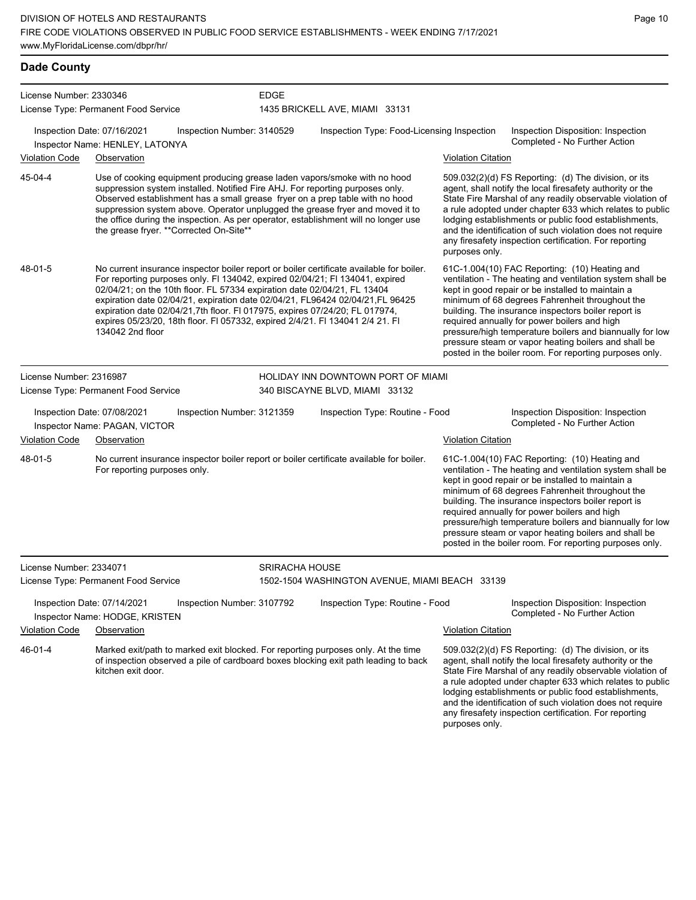## Dade County

**License Number:** 2330346
**License Type:** Permanent Food Service

**EDGE**
1435 BRICKELL AVE, MIAMI 33131

**Inspection Date:** 07/16/2021
**Inspection Number:** 3140529
**Inspection Type:** Food-Licensing Inspection
**Inspection Disposition:** Inspection Completed - No Further Action
**Inspector Name:** HENLEY, LATONYA

| Violation Code | Observation | Violation Citation |
|---|---|---|
| 45-04-4 | Use of cooking equipment producing grease laden vapors/smoke with no hood suppression system installed. Notified Fire AHJ. For reporting purposes only. Observed establishment has a small grease fryer on a prep table with no hood suppression system above. Operator unplugged the grease fryer and moved it to the office during the inspection. As per operator, establishment will no longer use the grease fryer. **Corrected On-Site** | 509.032(2)(d) FS Reporting: (d) The division, or its agent, shall notify the local firesafety authority or the State Fire Marshal of any readily observable violation of a rule adopted under chapter 633 which relates to public lodging establishments or public food establishments, and the identification of such violation does not require any firesafety inspection certification. For reporting purposes only. |
| 48-01-5 | No current insurance inspector boiler report or boiler certificate available for boiler. For reporting purposes only. Fl 134042, expired 02/04/21; Fl 134041, expired 02/04/21; on the 10th floor. FL 57334 expiration date 02/04/21, FL 13404 expiration date 02/04/21, expiration date 02/04/21, FL96424 02/04/21,FL 96425 expiration date 02/04/21,7th floor. Fl 017975, expires 07/24/20; FL 017974, expires 05/23/20, 18th floor. Fl 057332, expired 2/4/21. Fl 134041 2/4 21. Fl 134042 2nd floor | 61C-1.004(10) FAC Reporting: (10) Heating and ventilation - The heating and ventilation system shall be kept in good repair or be installed to maintain a minimum of 68 degrees Fahrenheit throughout the building. The insurance inspectors boiler report is required annually for power boilers and high pressure/high temperature boilers and biannually for low pressure steam or vapor heating boilers and shall be posted in the boiler room. For reporting purposes only. |

**License Number:** 2316987
**License Type:** Permanent Food Service

**HOLIDAY INN DOWNTOWN PORT OF MIAMI**
340 BISCAYNE BLVD, MIAMI 33132

**Inspection Date:** 07/08/2021
**Inspection Number:** 3121359
**Inspection Type:** Routine - Food
**Inspection Disposition:** Inspection Completed - No Further Action
**Inspector Name:** PAGAN, VICTOR

| Violation Code | Observation | Violation Citation |
|---|---|---|
| 48-01-5 | No current insurance inspector boiler report or boiler certificate available for boiler. For reporting purposes only. | 61C-1.004(10) FAC Reporting: (10) Heating and ventilation - The heating and ventilation system shall be kept in good repair or be installed to maintain a minimum of 68 degrees Fahrenheit throughout the building. The insurance inspectors boiler report is required annually for power boilers and high pressure/high temperature boilers and biannually for low pressure steam or vapor heating boilers and shall be posted in the boiler room. For reporting purposes only. |

**License Number:** 2334071
**License Type:** Permanent Food Service

**SRIRACHA HOUSE**
1502-1504 WASHINGTON AVENUE, MIAMI BEACH 33139

**Inspection Date:** 07/14/2021
**Inspection Number:** 3107792
**Inspection Type:** Routine - Food
**Inspection Disposition:** Inspection Completed - No Further Action
**Inspector Name:** HODGE, KRISTEN

| Violation Code | Observation | Violation Citation |
|---|---|---|
| 46-01-4 | Marked exit/path to marked exit blocked. For reporting purposes only. At the time of inspection observed a pile of cardboard boxes blocking exit path leading to back kitchen exit door. | 509.032(2)(d) FS Reporting: (d) The division, or its agent, shall notify the local firesafety authority or the State Fire Marshal of any readily observable violation of a rule adopted under chapter 633 which relates to public lodging establishments or public food establishments, and the identification of such violation does not require any firesafety inspection certification. For reporting purposes only. |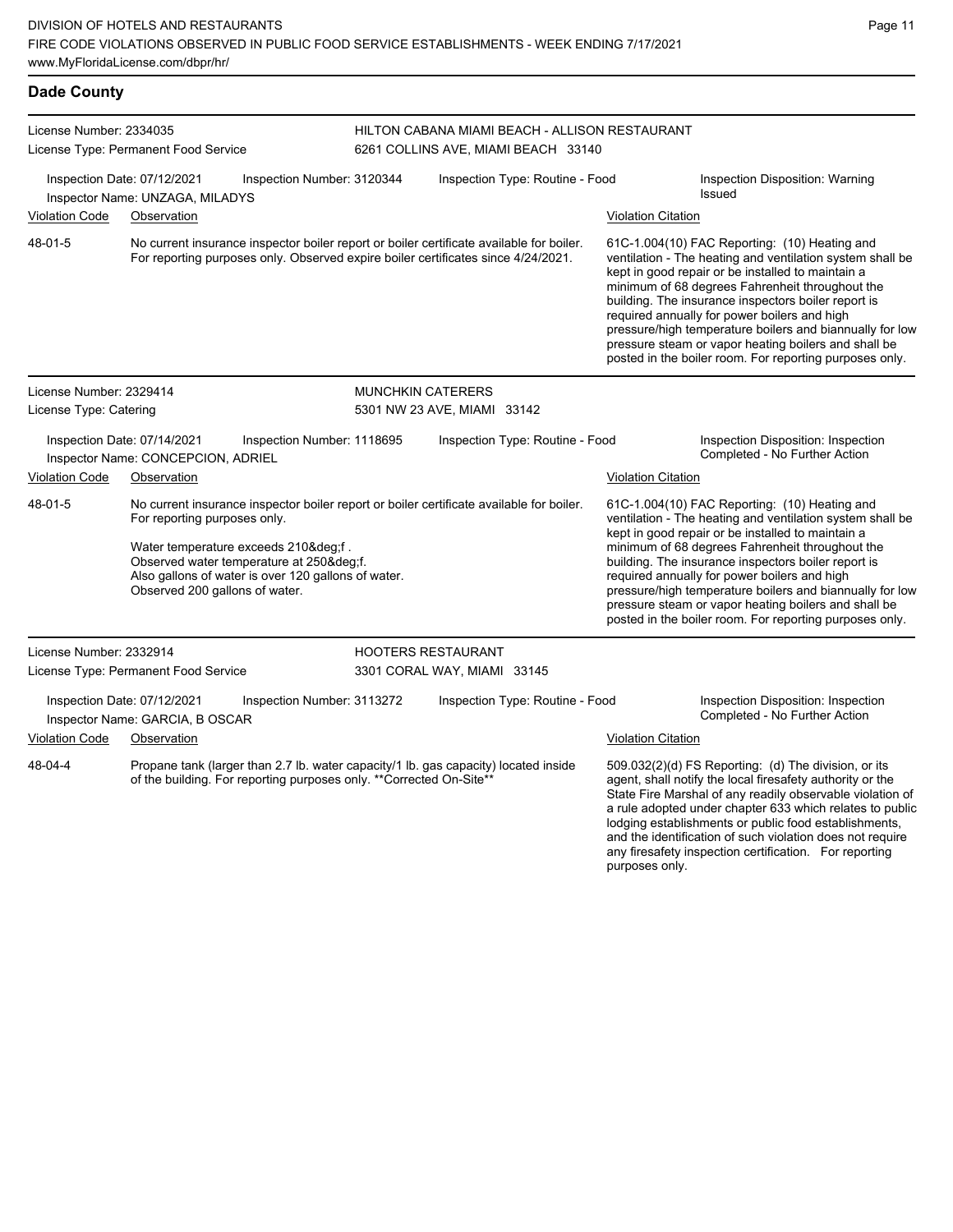## Dade County

**License Number:** 2334035
**License Type:** Permanent Food Service
**HILTON CABANA MIAMI BEACH - ALLISON RESTAURANT**
6261 COLLINS AVE, MIAMI BEACH 33140

Inspection Date: 07/12/2021 | Inspection Number: 3120344 | Inspection Type: Routine - Food | Inspection Disposition: Warning Issued
Inspector Name: UNZAGA, MILADYS

| Violation Code | Observation | Violation Citation |
| --- | --- | --- |
| 48-01-5 | No current insurance inspector boiler report or boiler certificate available for boiler. For reporting purposes only. Observed expire boiler certificates since 4/24/2021. | 61C-1.004(10) FAC Reporting: (10) Heating and ventilation - The heating and ventilation system shall be kept in good repair or be installed to maintain a minimum of 68 degrees Fahrenheit throughout the building. The insurance inspectors boiler report is required annually for power boilers and high pressure/high temperature boilers and biannually for low pressure steam or vapor heating boilers and shall be posted in the boiler room. For reporting purposes only. |

**License Number:** 2329414
**License Type:** Catering
**MUNCHKIN CATERERS**
5301 NW 23 AVE, MIAMI 33142

Inspection Date: 07/14/2021 | Inspection Number: 1118695 | Inspection Type: Routine - Food | Inspection Disposition: Inspection Completed - No Further Action
Inspector Name: CONCEPCION, ADRIEL

| Violation Code | Observation | Violation Citation |
| --- | --- | --- |
| 48-01-5 | No current insurance inspector boiler report or boiler certificate available for boiler. For reporting purposes only.<br><br>Water temperature exceeds 210&deg;f .<br>Observed water temperature at 250&deg;f.<br>Also gallons of water is over 120 gallons of water.<br>Observed 200 gallons of water. | 61C-1.004(10) FAC Reporting: (10) Heating and ventilation - The heating and ventilation system shall be kept in good repair or be installed to maintain a minimum of 68 degrees Fahrenheit throughout the building. The insurance inspectors boiler report is required annually for power boilers and high pressure/high temperature boilers and biannually for low pressure steam or vapor heating boilers and shall be posted in the boiler room. For reporting purposes only. |

**License Number:** 2332914
**License Type:** Permanent Food Service
**HOOTERS RESTAURANT**
3301 CORAL WAY, MIAMI 33145

Inspection Date: 07/12/2021 | Inspection Number: 3113272 | Inspection Type: Routine - Food | Inspection Disposition: Inspection Completed - No Further Action
Inspector Name: GARCIA, B OSCAR

| Violation Code | Observation | Violation Citation |
| --- | --- | --- |
| 48-04-4 | Propane tank (larger than 2.7 lb. water capacity/1 lb. gas capacity) located inside of the building. For reporting purposes only. **Corrected On-Site** | 509.032(2)(d) FS Reporting: (d) The division, or its agent, shall notify the local firesafety authority or the State Fire Marshal of any readily observable violation of a rule adopted under chapter 633 which relates to public lodging establishments or public food establishments, and the identification of such violation does not require any firesafety inspection certification. For reporting purposes only. |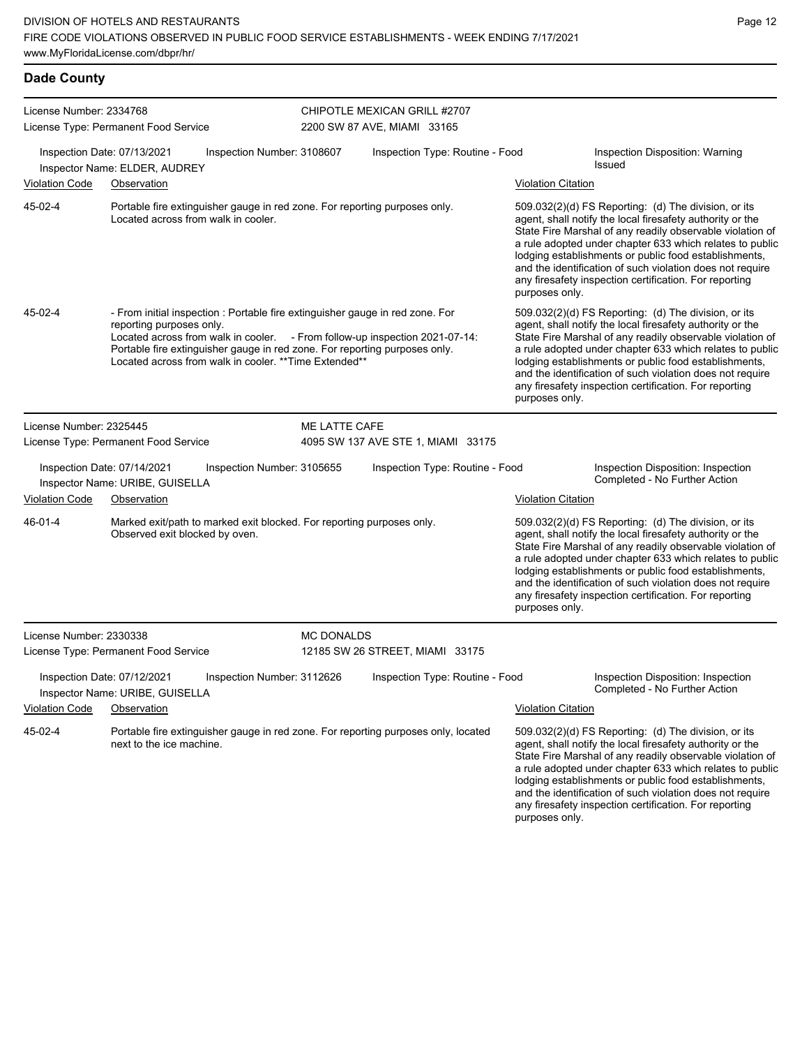## Dade County

**License Number:** 2334768
**License Type:** Permanent Food Service

**CHIPOTLE MEXICAN GRILL #2707**
2200 SW 87 AVE, MIAMI 33165

**Inspection Date:** 07/13/2021 | **Inspection Number:** 3108607 | **Inspection Type:** Routine - Food | **Inspection Disposition:** Warning Issued
**Inspector Name:** ELDER, AUDREY

| Violation Code | Observation | Violation Citation |
|---|---|---|
| 45-02-4 | Portable fire extinguisher gauge in red zone. For reporting purposes only. Located across from walk in cooler. | 509.032(2)(d) FS Reporting: (d) The division, or its agent, shall notify the local firesafety authority or the State Fire Marshal of any readily observable violation of a rule adopted under chapter 633 which relates to public lodging establishments or public food establishments, and the identification of such violation does not require any firesafety inspection certification. For reporting purposes only. |
| 45-02-4 | - From initial inspection : Portable fire extinguisher gauge in red zone. For reporting purposes only. Located across from walk in cooler. - From follow-up inspection 2021-07-14: Portable fire extinguisher gauge in red zone. For reporting purposes only. Located across from walk in cooler. **Time Extended** | 509.032(2)(d) FS Reporting: (d) The division, or its agent, shall notify the local firesafety authority or the State Fire Marshal of any readily observable violation of a rule adopted under chapter 633 which relates to public lodging establishments or public food establishments, and the identification of such violation does not require any firesafety inspection certification. For reporting purposes only. |

---

**License Number:** 2325445
**License Type:** Permanent Food Service

**ME LATTE CAFE**
4095 SW 137 AVE STE 1, MIAMI 33175

**Inspection Date:** 07/14/2021 | **Inspection Number:** 3105655 | **Inspection Type:** Routine - Food | **Inspection Disposition:** Inspection Completed - No Further Action
**Inspector Name:** URIBE, GUISELLA

| Violation Code | Observation | Violation Citation |
|---|---|---|
| 46-01-4 | Marked exit/path to marked exit blocked. For reporting purposes only. Observed exit blocked by oven. | 509.032(2)(d) FS Reporting: (d) The division, or its agent, shall notify the local firesafety authority or the State Fire Marshal of any readily observable violation of a rule adopted under chapter 633 which relates to public lodging establishments or public food establishments, and the identification of such violation does not require any firesafety inspection certification. For reporting purposes only. |

---

**License Number:** 2330338
**License Type:** Permanent Food Service

**MC DONALDS**
12185 SW 26 STREET, MIAMI 33175

**Inspection Date:** 07/12/2021 | **Inspection Number:** 3112626 | **Inspection Type:** Routine - Food | **Inspection Disposition:** Inspection Completed - No Further Action
**Inspector Name:** URIBE, GUISELLA

| Violation Code | Observation | Violation Citation |
|---|---|---|
| 45-02-4 | Portable fire extinguisher gauge in red zone. For reporting purposes only, located next to the ice machine. | 509.032(2)(d) FS Reporting: (d) The division, or its agent, shall notify the local firesafety authority or the State Fire Marshal of any readily observable violation of a rule adopted under chapter 633 which relates to public lodging establishments or public food establishments, and the identification of such violation does not require any firesafety inspection certification. For reporting purposes only. |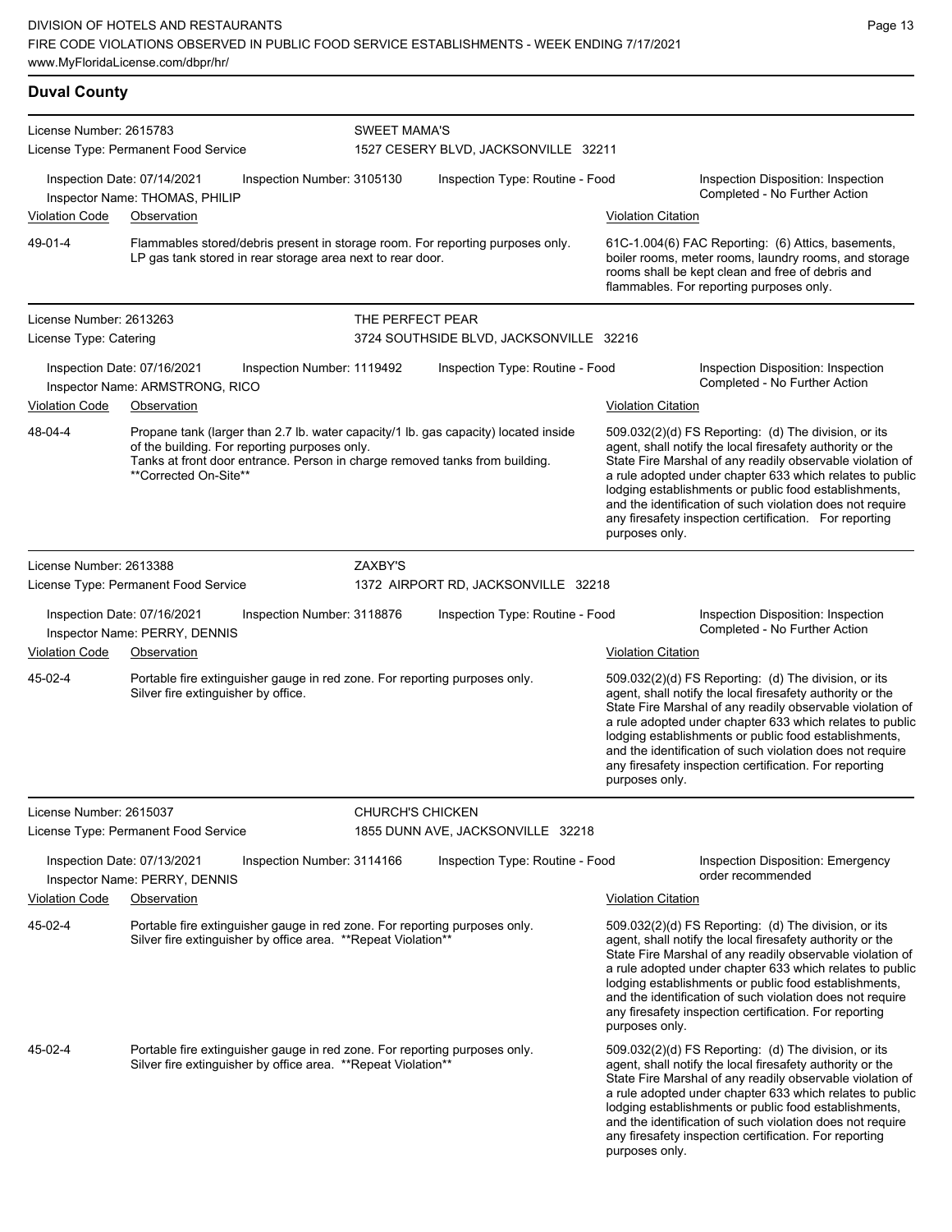## Duval County

**License Number:** 2615783
**License Type:** Permanent Food Service
**SWEET MAMA'S**
1527 CESERY BLVD, JACKSONVILLE 32211

Inspection Date: 07/14/2021 | Inspection Number: 3105130 | Inspection Type: Routine - Food | Inspection Disposition: Inspection Completed - No Further Action
Inspector Name: THOMAS, PHILIP

| Violation Code | Observation | Violation Citation |
|---|---|---|
| 49-01-4 | Flammables stored/debris present in storage room. For reporting purposes only. LP gas tank stored in rear storage area next to rear door. | 61C-1.004(6) FAC Reporting: (6) Attics, basements, boiler rooms, meter rooms, laundry rooms, and storage rooms shall be kept clean and free of debris and flammables. For reporting purposes only. |

---

**License Number:** 2613263
**License Type:** Catering
**THE PERFECT PEAR**
3724 SOUTHSIDE BLVD, JACKSONVILLE 32216

Inspection Date: 07/16/2021 | Inspection Number: 1119492 | Inspection Type: Routine - Food | Inspection Disposition: Inspection Completed - No Further Action
Inspector Name: ARMSTRONG, RICO

| Violation Code | Observation | Violation Citation |
|---|---|---|
| 48-04-4 | Propane tank (larger than 2.7 lb. water capacity/1 lb. gas capacity) located inside of the building. For reporting purposes only. Tanks at front door entrance. Person in charge removed tanks from building. **Corrected On-Site** | 509.032(2)(d) FS Reporting: (d) The division, or its agent, shall notify the local firesafety authority or the State Fire Marshal of any readily observable violation of a rule adopted under chapter 633 which relates to public lodging establishments or public food establishments, and the identification of such violation does not require any firesafety inspection certification. For reporting purposes only. |

---

**License Number:** 2613388
**License Type:** Permanent Food Service
**ZAXBY'S**
1372 AIRPORT RD, JACKSONVILLE 32218

Inspection Date: 07/16/2021 | Inspection Number: 3118876 | Inspection Type: Routine - Food | Inspection Disposition: Inspection Completed - No Further Action
Inspector Name: PERRY, DENNIS

| Violation Code | Observation | Violation Citation |
|---|---|---|
| 45-02-4 | Portable fire extinguisher gauge in red zone. For reporting purposes only. Silver fire extinguisher by office. | 509.032(2)(d) FS Reporting: (d) The division, or its agent, shall notify the local firesafety authority or the State Fire Marshal of any readily observable violation of a rule adopted under chapter 633 which relates to public lodging establishments or public food establishments, and the identification of such violation does not require any firesafety inspection certification. For reporting purposes only. |

---

**License Number:** 2615037
**License Type:** Permanent Food Service
**CHURCH'S CHICKEN**
1855 DUNN AVE, JACKSONVILLE 32218

Inspection Date: 07/13/2021 | Inspection Number: 3114166 | Inspection Type: Routine - Food | Inspection Disposition: Emergency order recommended
Inspector Name: PERRY, DENNIS

| Violation Code | Observation | Violation Citation |
|---|---|---|
| 45-02-4 | Portable fire extinguisher gauge in red zone. For reporting purposes only. Silver fire extinguisher by office area. **Repeat Violation** | 509.032(2)(d) FS Reporting: (d) The division, or its agent, shall notify the local firesafety authority or the State Fire Marshal of any readily observable violation of a rule adopted under chapter 633 which relates to public lodging establishments or public food establishments, and the identification of such violation does not require any firesafety inspection certification. For reporting purposes only. |
| 45-02-4 | Portable fire extinguisher gauge in red zone. For reporting purposes only. Silver fire extinguisher by office area. **Repeat Violation** | 509.032(2)(d) FS Reporting: (d) The division, or its agent, shall notify the local firesafety authority or the State Fire Marshal of any readily observable violation of a rule adopted under chapter 633 which relates to public lodging establishments or public food establishments, and the identification of such violation does not require any firesafety inspection certification. For reporting purposes only. |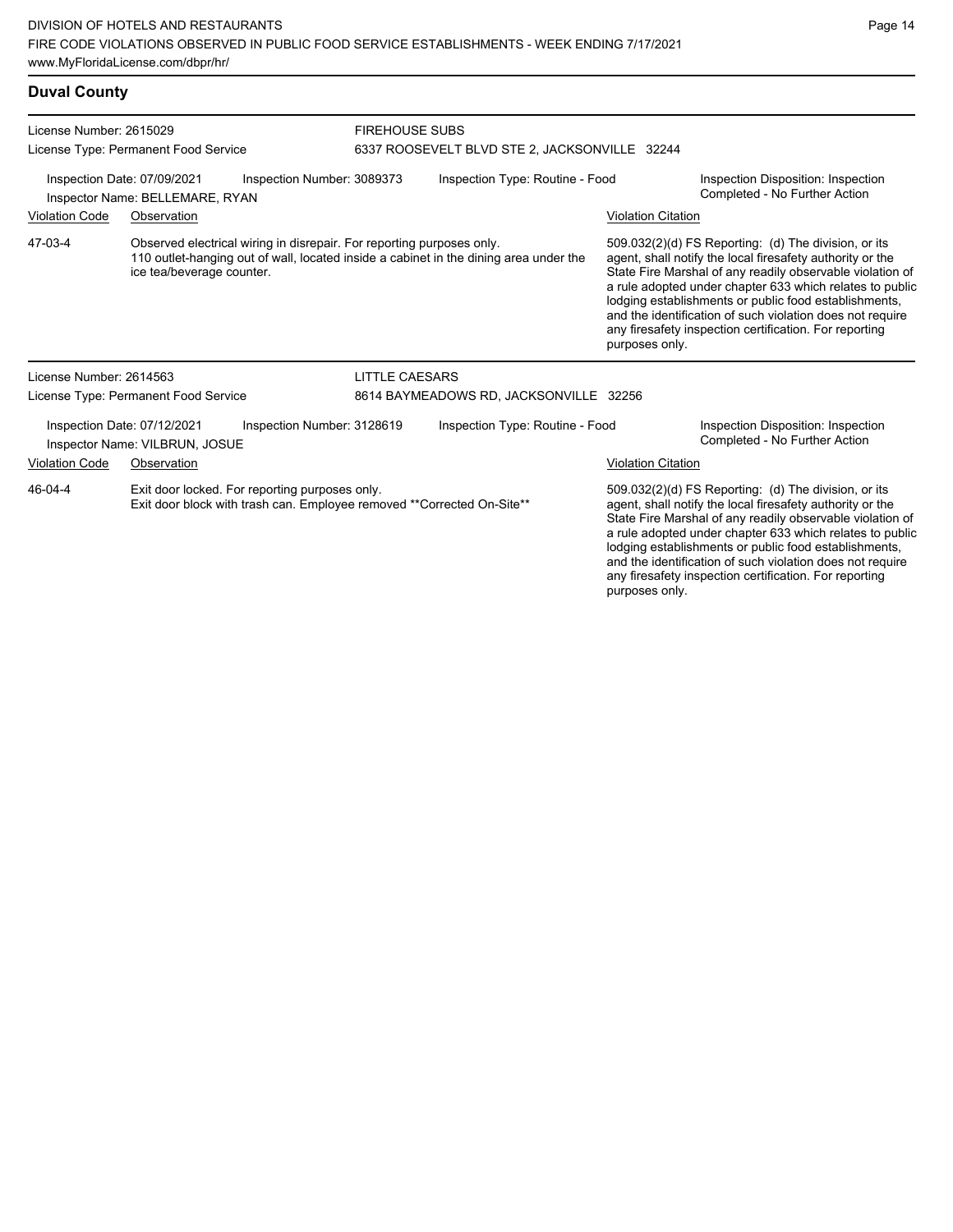## Duval County

**License Number:** 2615029
**License Type:** Permanent Food Service

**FIREHOUSE SUBS**
6337 ROOSEVELT BLVD STE 2, JACKSONVILLE 32244

**Inspection Date:** 07/09/2021
**Inspection Number:** 3089373
**Inspection Type:** Routine - Food
**Inspection Disposition:** Inspection Completed - No Further Action
**Inspector Name:** BELLEMARE, RYAN

| Violation Code | Observation | Violation Citation |
| --- | --- | --- |
| 47-03-4 | Observed electrical wiring in disrepair. For reporting purposes only. 110 outlet-hanging out of wall, located inside a cabinet in the dining area under the ice tea/beverage counter. | 509.032(2)(d) FS Reporting: (d) The division, or its agent, shall notify the local firesafety authority or the State Fire Marshal of any readily observable violation of a rule adopted under chapter 633 which relates to public lodging establishments or public food establishments, and the identification of such violation does not require any firesafety inspection certification. For reporting purposes only. |

**License Number:** 2614563
**License Type:** Permanent Food Service

**LITTLE CAESARS**
8614 BAYMEADOWS RD, JACKSONVILLE 32256

**Inspection Date:** 07/12/2021
**Inspection Number:** 3128619
**Inspection Type:** Routine - Food
**Inspection Disposition:** Inspection Completed - No Further Action
**Inspector Name:** VILBRUN, JOSUE

| Violation Code | Observation | Violation Citation |
| --- | --- | --- |
| 46-04-4 | Exit door locked. For reporting purposes only. Exit door block with trash can. Employee removed **Corrected On-Site** | 509.032(2)(d) FS Reporting: (d) The division, or its agent, shall notify the local firesafety authority or the State Fire Marshal of any readily observable violation of a rule adopted under chapter 633 which relates to public lodging establishments or public food establishments, and the identification of such violation does not require any firesafety inspection certification. For reporting purposes only. |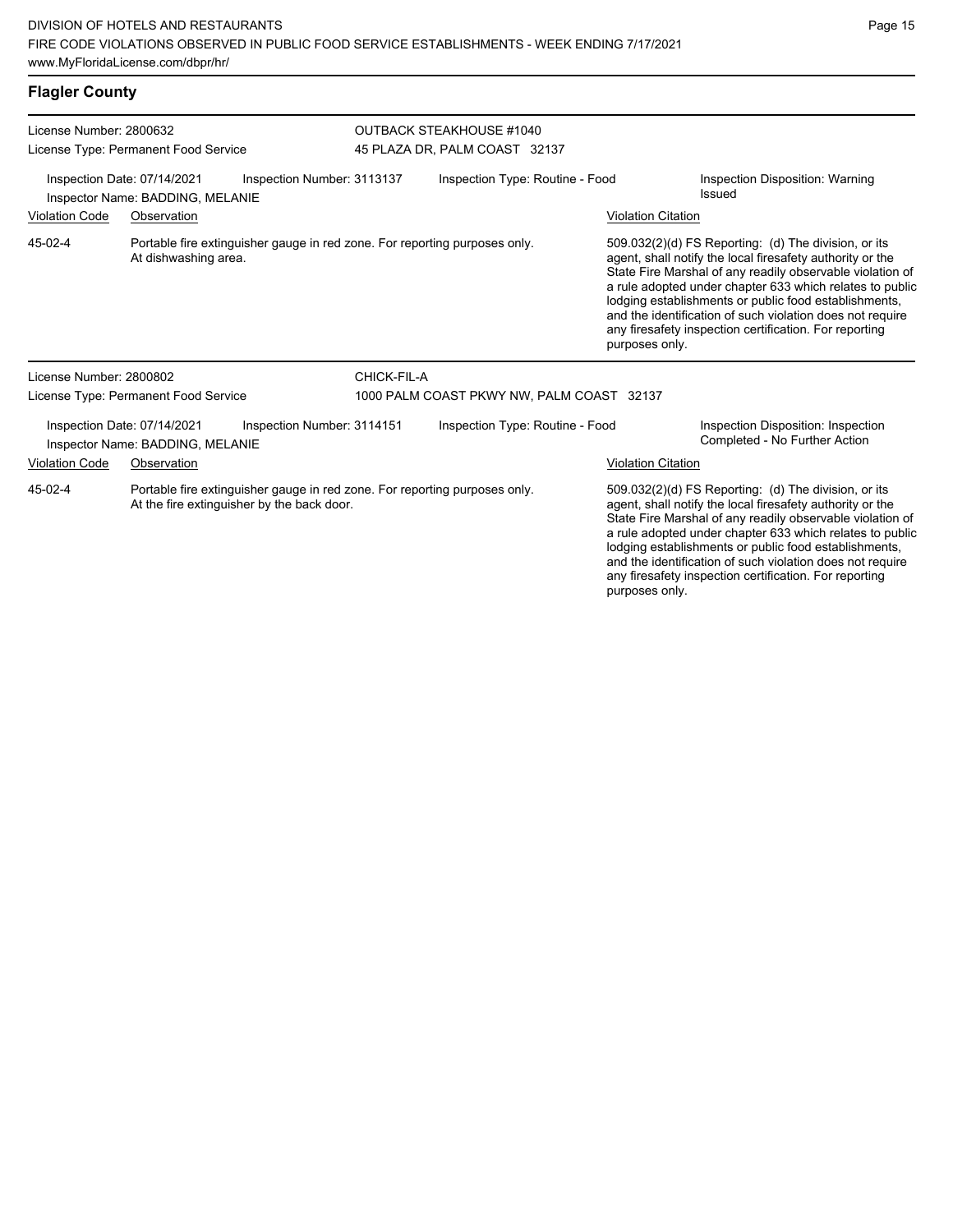## Flagler County

**License Number:** 2800632
**License Type:** Permanent Food Service

**OUTBACK STEAKHOUSE #1040**
45 PLAZA DR, PALM COAST 32137

Inspection Date: 07/14/2021 | Inspection Number: 3113137 | Inspection Type: Routine - Food | Inspection Disposition: Warning Issued
Inspector Name: BADDING, MELANIE

| Violation Code | Observation | Violation Citation |
|---|---|---|
| 45-02-4 | Portable fire extinguisher gauge in red zone. For reporting purposes only. At dishwashing area. | 509.032(2)(d) FS Reporting: (d) The division, or its agent, shall notify the local firesafety authority or the State Fire Marshal of any readily observable violation of a rule adopted under chapter 633 which relates to public lodging establishments or public food establishments, and the identification of such violation does not require any firesafety inspection certification. For reporting purposes only. |

---

**License Number:** 2800802
**License Type:** Permanent Food Service

**CHICK-FIL-A**
1000 PALM COAST PKWY NW, PALM COAST 32137

Inspection Date: 07/14/2021 | Inspection Number: 3114151 | Inspection Type: Routine - Food | Inspection Disposition: Inspection Completed - No Further Action
Inspector Name: BADDING, MELANIE

| Violation Code | Observation | Violation Citation |
|---|---|---|
| 45-02-4 | Portable fire extinguisher gauge in red zone. For reporting purposes only. At the fire extinguisher by the back door. | 509.032(2)(d) FS Reporting: (d) The division, or its agent, shall notify the local firesafety authority or the State Fire Marshal of any readily observable violation of a rule adopted under chapter 633 which relates to public lodging establishments or public food establishments, and the identification of such violation does not require any firesafety inspection certification. For reporting purposes only. |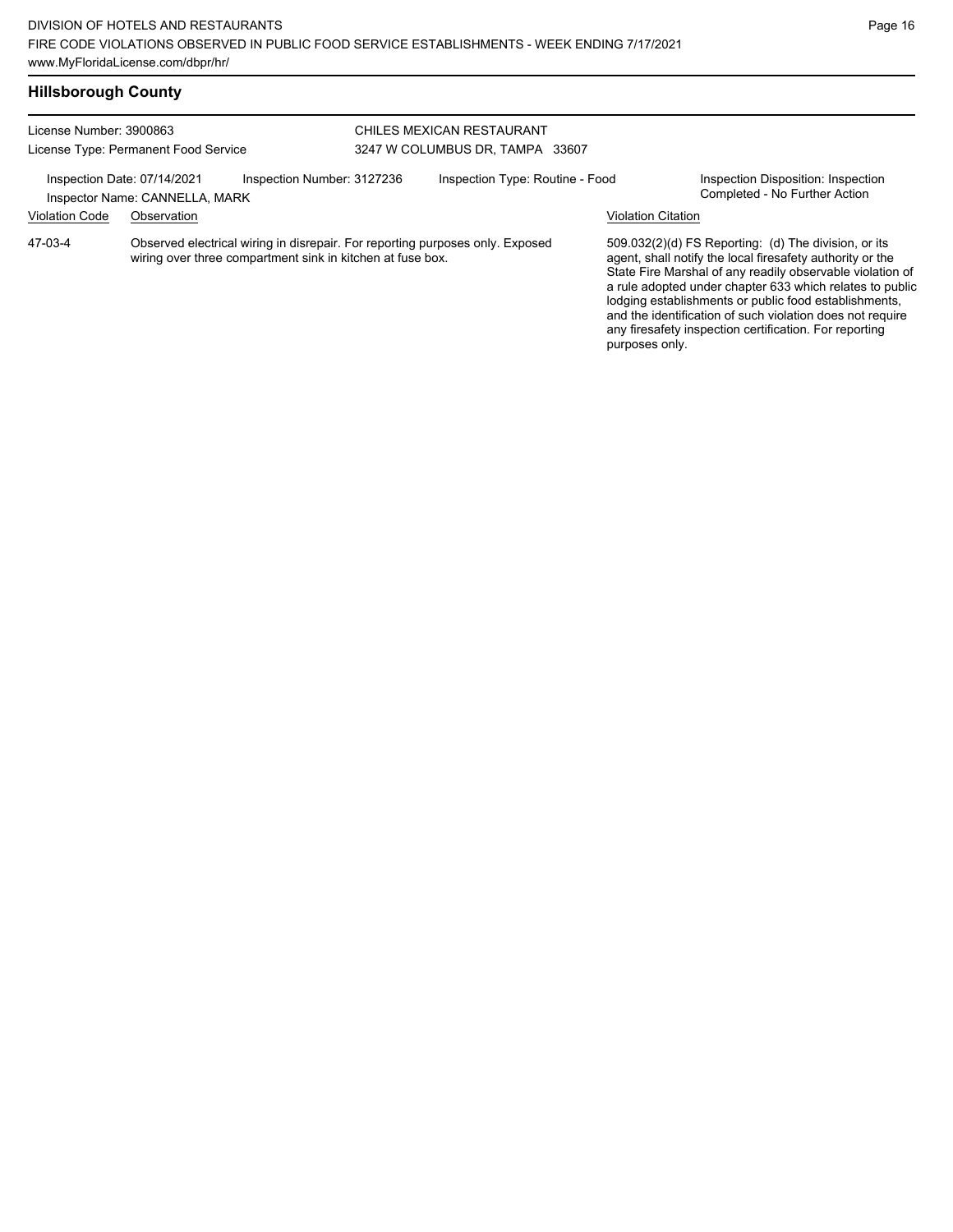## Hillsborough County

License Number: 3900863
License Type: Permanent Food Service

CHILES MEXICAN RESTAURANT
3247 W COLUMBUS DR, TAMPA 33607

Inspection Date: 07/14/2021
Inspector Name: CANNELLA, MARK
Inspection Number: 3127236
Inspection Type: Routine - Food
Inspection Disposition: Inspection Completed - No Further Action

| Violation Code | Observation | Violation Citation |
|---|---|---|
| 47-03-4 | Observed electrical wiring in disrepair. For reporting purposes only. Exposed wiring over three compartment sink in kitchen at fuse box. | 509.032(2)(d) FS Reporting: (d) The division, or its agent, shall notify the local firesafety authority or the State Fire Marshal of any readily observable violation of a rule adopted under chapter 633 which relates to public lodging establishments or public food establishments, and the identification of such violation does not require any firesafety inspection certification. For reporting purposes only. |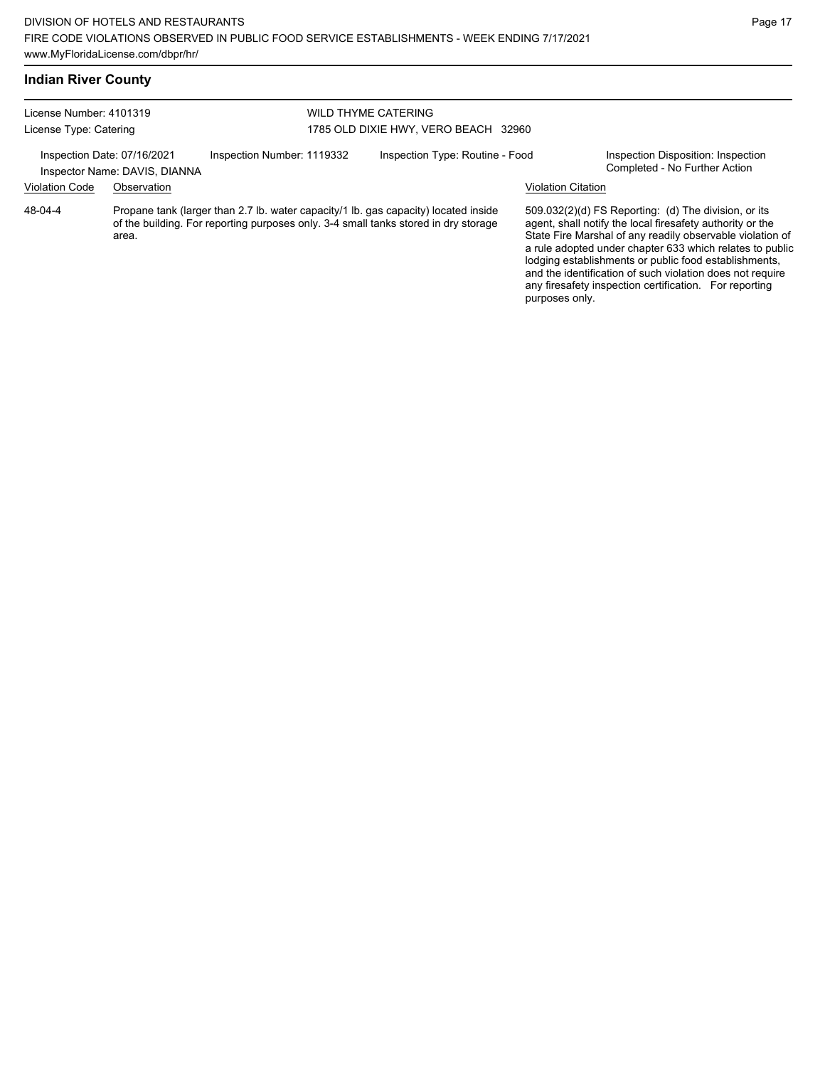## Indian River County

License Number: 4101319
License Type: Catering

WILD THYME CATERING
1785 OLD DIXIE HWY, VERO BEACH 32960

Inspection Date: 07/16/2021
Inspector Name: DAVIS, DIANNA

Inspection Number: 1119332

Inspection Type: Routine - Food

Inspection Disposition: Inspection Completed - No Further Action

| Violation Code | Observation | Violation Citation |
| --- | --- | --- |
| 48-04-4 | Propane tank (larger than 2.7 lb. water capacity/1 lb. gas capacity) located inside of the building. For reporting purposes only. 3-4 small tanks stored in dry storage area. | 509.032(2)(d) FS Reporting: (d) The division, or its agent, shall notify the local firesafety authority or the State Fire Marshal of any readily observable violation of a rule adopted under chapter 633 which relates to public lodging establishments or public food establishments, and the identification of such violation does not require any firesafety inspection certification. For reporting purposes only. |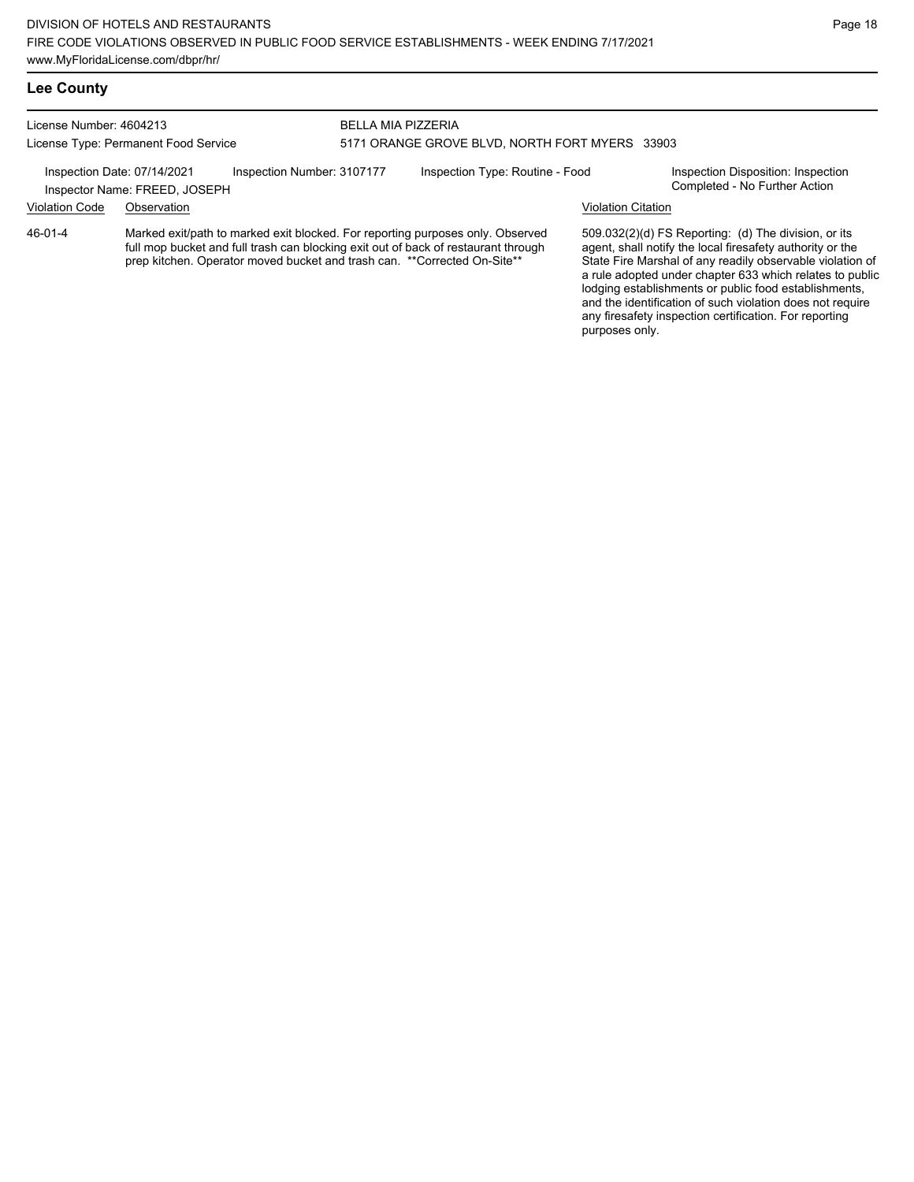## Lee County

License Number: 4604213
License Type: Permanent Food Service

BELLA MIA PIZZERIA
5171 ORANGE GROVE BLVD, NORTH FORT MYERS 33903

Inspection Date: 07/14/2021
Inspector Name: FREED, JOSEPH
Inspection Number: 3107177
Inspection Type: Routine - Food
Inspection Disposition: Inspection Completed - No Further Action

| Violation Code | Observation | Violation Citation |
| --- | --- | --- |
| 46-01-4 | Marked exit/path to marked exit blocked. For reporting purposes only. Observed full mop bucket and full trash can blocking exit out of back of restaurant through prep kitchen. Operator moved bucket and trash can. **Corrected On-Site** | 509.032(2)(d) FS Reporting: (d) The division, or its agent, shall notify the local firesafety authority or the State Fire Marshal of any readily observable violation of a rule adopted under chapter 633 which relates to public lodging establishments or public food establishments, and the identification of such violation does not require any firesafety inspection certification. For reporting purposes only. |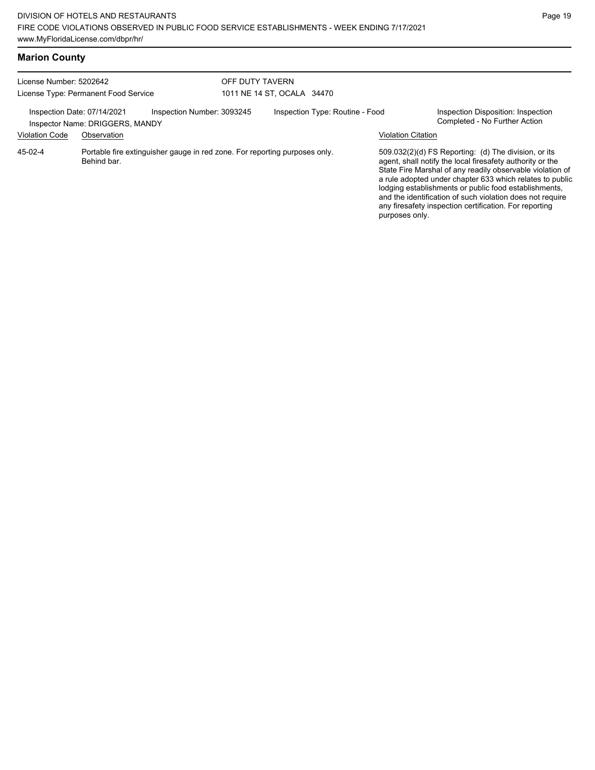## Marion County

License Number: 5202642
License Type: Permanent Food Service

OFF DUTY TAVERN
1011 NE 14 ST, OCALA 34470

Inspection Date: 07/14/2021
Inspector Name: DRIGGERS, MANDY

Inspection Number: 3093245

Inspection Type: Routine - Food

Inspection Disposition: Inspection Completed - No Further Action

| Violation Code | Observation | Violation Citation |
|---|---|---|
| 45-02-4 | Portable fire extinguisher gauge in red zone. For reporting purposes only. Behind bar. | 509.032(2)(d) FS Reporting: (d) The division, or its agent, shall notify the local firesafety authority or the State Fire Marshal of any readily observable violation of a rule adopted under chapter 633 which relates to public lodging establishments or public food establishments, and the identification of such violation does not require any firesafety inspection certification. For reporting purposes only. |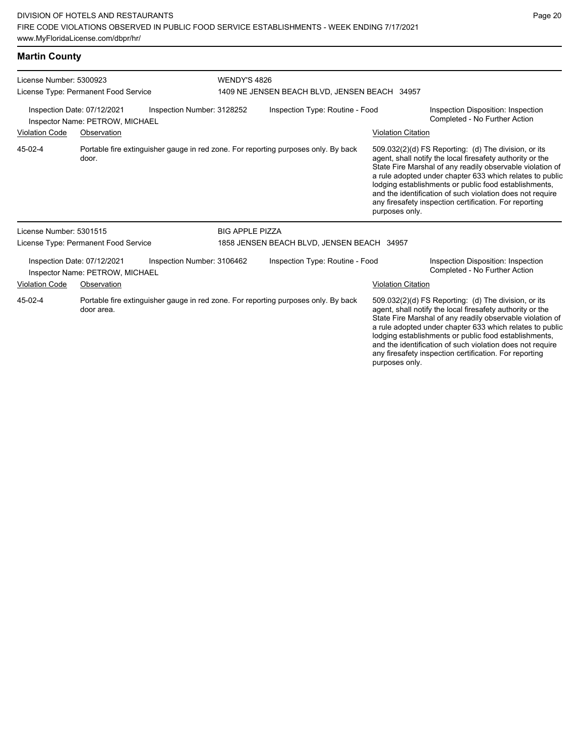## Martin County

**License Number:** 5300923
**License Type:** Permanent Food Service

**WENDY'S 4826**
1409 NE JENSEN BEACH BLVD, JENSEN BEACH 34957

Inspection Date: 07/12/2021 | Inspection Number: 3128252 | Inspection Type: Routine - Food | Inspection Disposition: Inspection Completed - No Further Action

Inspector Name: PETROW, MICHAEL

| Violation Code | Observation | Violation Citation |
|---|---|---|
| 45-02-4 | Portable fire extinguisher gauge in red zone. For reporting purposes only. By back door. | 509.032(2)(d) FS Reporting: (d) The division, or its agent, shall notify the local firesafety authority or the State Fire Marshal of any readily observable violation of a rule adopted under chapter 633 which relates to public lodging establishments or public food establishments, and the identification of such violation does not require any firesafety inspection certification. For reporting purposes only. |

**License Number:** 5301515
**License Type:** Permanent Food Service

**BIG APPLE PIZZA**
1858 JENSEN BEACH BLVD, JENSEN BEACH 34957

Inspection Date: 07/12/2021 | Inspection Number: 3106462 | Inspection Type: Routine - Food | Inspection Disposition: Inspection Completed - No Further Action

Inspector Name: PETROW, MICHAEL

| Violation Code | Observation | Violation Citation |
|---|---|---|
| 45-02-4 | Portable fire extinguisher gauge in red zone. For reporting purposes only. By back door area. | 509.032(2)(d) FS Reporting: (d) The division, or its agent, shall notify the local firesafety authority or the State Fire Marshal of any readily observable violation of a rule adopted under chapter 633 which relates to public lodging establishments or public food establishments, and the identification of such violation does not require any firesafety inspection certification. For reporting purposes only. |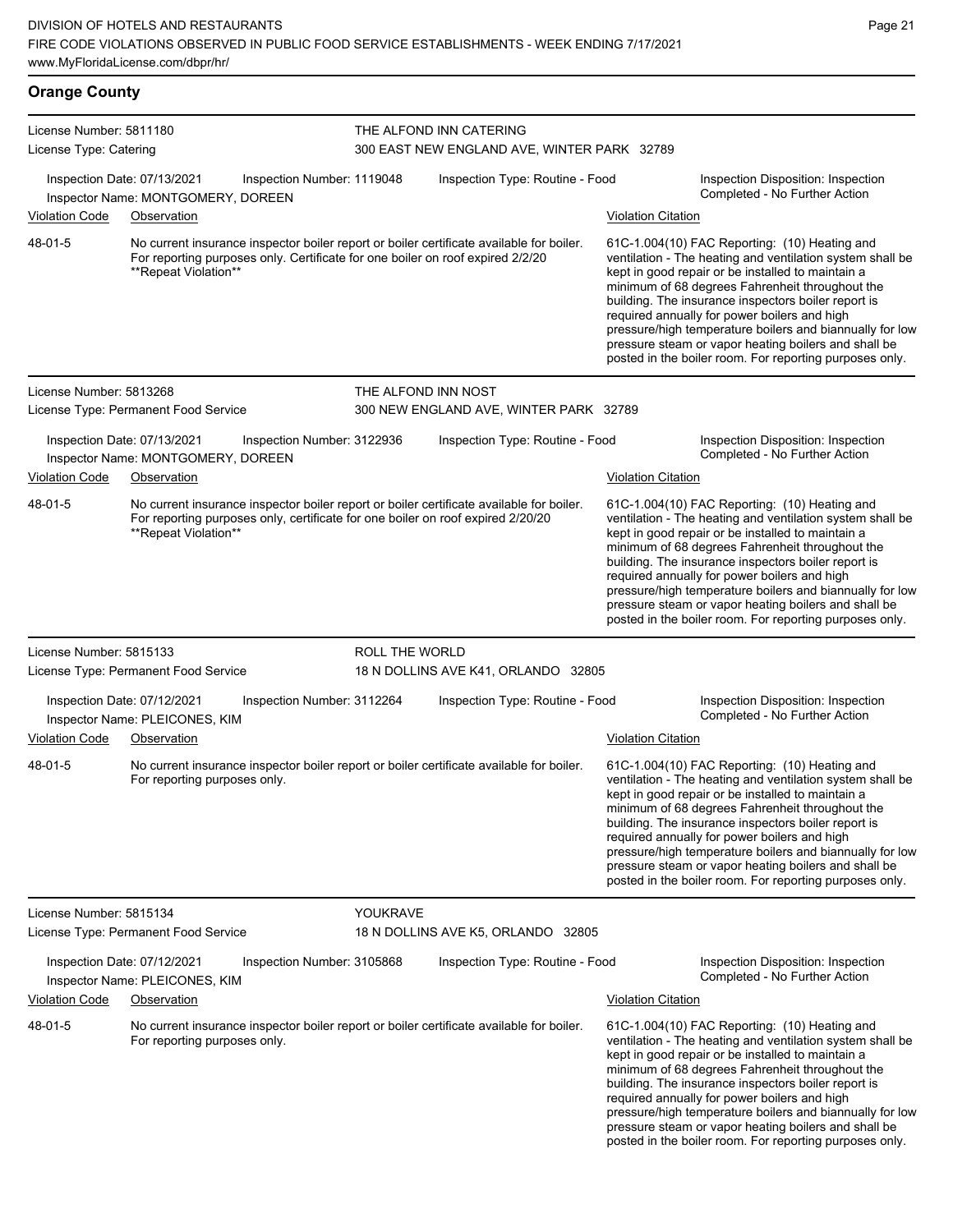## Orange County

**License Number:** 5811180
**License Type:** Catering

**THE ALFOND INN CATERING**
300 EAST NEW ENGLAND AVE, WINTER PARK 32789

Inspection Date: 07/13/2021 | Inspection Number: 1119048 | Inspection Type: Routine - Food | Inspection Disposition: Inspection Completed - No Further Action

Inspector Name: MONTGOMERY, DOREEN

| Violation Code | Observation | Violation Citation |
| --- | --- | --- |
| 48-01-5 | No current insurance inspector boiler report or boiler certificate available for boiler. For reporting purposes only. Certificate for one boiler on roof expired 2/2/20 **Repeat Violation** | 61C-1.004(10) FAC Reporting: (10) Heating and ventilation - The heating and ventilation system shall be kept in good repair or be installed to maintain a minimum of 68 degrees Fahrenheit throughout the building. The insurance inspectors boiler report is required annually for power boilers and high pressure/high temperature boilers and biannually for low pressure steam or vapor heating boilers and shall be posted in the boiler room. For reporting purposes only. |

---

**License Number:** 5813268
**License Type:** Permanent Food Service

**THE ALFOND INN NOST**
300 NEW ENGLAND AVE, WINTER PARK 32789

Inspection Date: 07/13/2021 | Inspection Number: 3122936 | Inspection Type: Routine - Food | Inspection Disposition: Inspection Completed - No Further Action

Inspector Name: MONTGOMERY, DOREEN

| Violation Code | Observation | Violation Citation |
| --- | --- | --- |
| 48-01-5 | No current insurance inspector boiler report or boiler certificate available for boiler. For reporting purposes only, certificate for one boiler on roof expired 2/20/20 **Repeat Violation** | 61C-1.004(10) FAC Reporting: (10) Heating and ventilation - The heating and ventilation system shall be kept in good repair or be installed to maintain a minimum of 68 degrees Fahrenheit throughout the building. The insurance inspectors boiler report is required annually for power boilers and high pressure/high temperature boilers and biannually for low pressure steam or vapor heating boilers and shall be posted in the boiler room. For reporting purposes only. |

---

**License Number:** 5815133
**License Type:** Permanent Food Service

**ROLL THE WORLD**
18 N DOLLINS AVE K41, ORLANDO 32805

Inspection Date: 07/12/2021 | Inspection Number: 3112264 | Inspection Type: Routine - Food | Inspection Disposition: Inspection Completed - No Further Action

Inspector Name: PLEICONES, KIM

| Violation Code | Observation | Violation Citation |
| --- | --- | --- |
| 48-01-5 | No current insurance inspector boiler report or boiler certificate available for boiler. For reporting purposes only. | 61C-1.004(10) FAC Reporting: (10) Heating and ventilation - The heating and ventilation system shall be kept in good repair or be installed to maintain a minimum of 68 degrees Fahrenheit throughout the building. The insurance inspectors boiler report is required annually for power boilers and high pressure/high temperature boilers and biannually for low pressure steam or vapor heating boilers and shall be posted in the boiler room. For reporting purposes only. |

---

**License Number:** 5815134
**License Type:** Permanent Food Service

**YOUKRAVE**
18 N DOLLINS AVE K5, ORLANDO 32805

Inspection Date: 07/12/2021 | Inspection Number: 3105868 | Inspection Type: Routine - Food | Inspection Disposition: Inspection Completed - No Further Action

Inspector Name: PLEICONES, KIM

| Violation Code | Observation | Violation Citation |
| --- | --- | --- |
| 48-01-5 | No current insurance inspector boiler report or boiler certificate available for boiler. For reporting purposes only. | 61C-1.004(10) FAC Reporting: (10) Heating and ventilation - The heating and ventilation system shall be kept in good repair or be installed to maintain a minimum of 68 degrees Fahrenheit throughout the building. The insurance inspectors boiler report is required annually for power boilers and high pressure/high temperature boilers and biannually for low pressure steam or vapor heating boilers and shall be posted in the boiler room. For reporting purposes only. |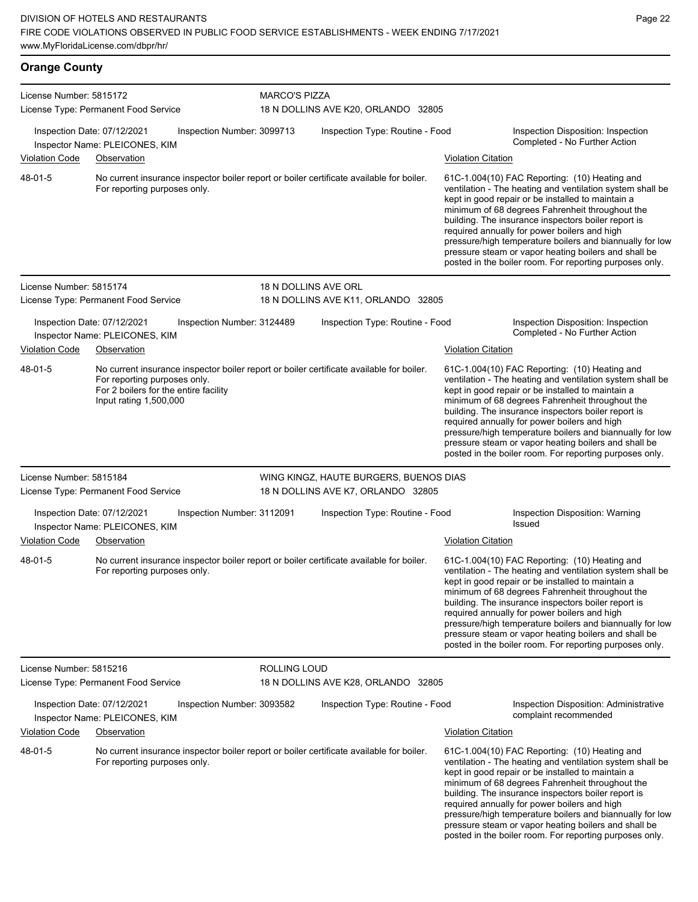## Orange County

**License Number:** 5815172
**License Type:** Permanent Food Service
**MARCO'S PIZZA**
18 N DOLLINS AVE K20, ORLANDO 32805

Inspection Date: 07/12/2021
Inspection Number: 3099713
Inspection Type: Routine - Food
Inspection Disposition: Inspection Completed - No Further Action
Inspector Name: PLEICONES, KIM

| Violation Code | Observation | Violation Citation |
| --- | --- | --- |
| 48-01-5 | No current insurance inspector boiler report or boiler certificate available for boiler. For reporting purposes only. | 61C-1.004(10) FAC Reporting: (10) Heating and ventilation - The heating and ventilation system shall be kept in good repair or be installed to maintain a minimum of 68 degrees Fahrenheit throughout the building. The insurance inspectors boiler report is required annually for power boilers and high pressure/high temperature boilers and biannually for low pressure steam or vapor heating boilers and shall be posted in the boiler room. For reporting purposes only. |

**License Number:** 5815174
**License Type:** Permanent Food Service
**18 N DOLLINS AVE ORL**
18 N DOLLINS AVE K11, ORLANDO 32805

Inspection Date: 07/12/2021
Inspection Number: 3124489
Inspection Type: Routine - Food
Inspection Disposition: Inspection Completed - No Further Action
Inspector Name: PLEICONES, KIM

| Violation Code | Observation | Violation Citation |
| --- | --- | --- |
| 48-01-5 | No current insurance inspector boiler report or boiler certificate available for boiler. For reporting purposes only. For 2 boilers for the entire facility Input rating 1,500,000 | 61C-1.004(10) FAC Reporting: (10) Heating and ventilation - The heating and ventilation system shall be kept in good repair or be installed to maintain a minimum of 68 degrees Fahrenheit throughout the building. The insurance inspectors boiler report is required annually for power boilers and high pressure/high temperature boilers and biannually for low pressure steam or vapor heating boilers and shall be posted in the boiler room. For reporting purposes only. |

**License Number:** 5815184
**License Type:** Permanent Food Service
**WING KINGZ, HAUTE BURGERS, BUENOS DIAS**
18 N DOLLINS AVE K7, ORLANDO 32805

Inspection Date: 07/12/2021
Inspection Number: 3112091
Inspection Type: Routine - Food
Inspection Disposition: Warning Issued
Inspector Name: PLEICONES, KIM

| Violation Code | Observation | Violation Citation |
| --- | --- | --- |
| 48-01-5 | No current insurance inspector boiler report or boiler certificate available for boiler. For reporting purposes only. | 61C-1.004(10) FAC Reporting: (10) Heating and ventilation - The heating and ventilation system shall be kept in good repair or be installed to maintain a minimum of 68 degrees Fahrenheit throughout the building. The insurance inspectors boiler report is required annually for power boilers and high pressure/high temperature boilers and biannually for low pressure steam or vapor heating boilers and shall be posted in the boiler room. For reporting purposes only. |

**License Number:** 5815216
**License Type:** Permanent Food Service
**ROLLING LOUD**
18 N DOLLINS AVE K28, ORLANDO 32805

Inspection Date: 07/12/2021
Inspection Number: 3093582
Inspection Type: Routine - Food
Inspection Disposition: Administrative complaint recommended
Inspector Name: PLEICONES, KIM

| Violation Code | Observation | Violation Citation |
| --- | --- | --- |
| 48-01-5 | No current insurance inspector boiler report or boiler certificate available for boiler. For reporting purposes only. | 61C-1.004(10) FAC Reporting: (10) Heating and ventilation - The heating and ventilation system shall be kept in good repair or be installed to maintain a minimum of 68 degrees Fahrenheit throughout the building. The insurance inspectors boiler report is required annually for power boilers and high pressure/high temperature boilers and biannually for low pressure steam or vapor heating boilers and shall be posted in the boiler room. For reporting purposes only. |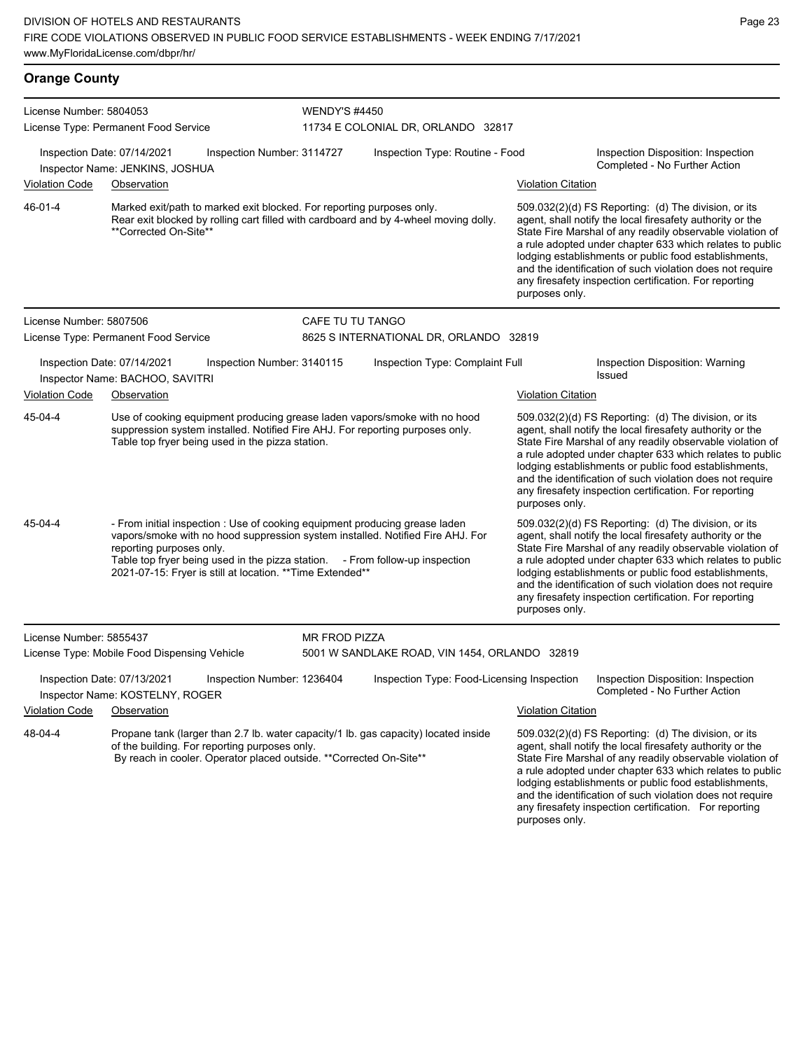## Orange County

**License Number:** 5804053
**License Type:** Permanent Food Service

**WENDY'S #4450**
11734 E COLONIAL DR, ORLANDO 32817

**Inspection Date:** 07/14/2021
**Inspection Number:** 3114727
**Inspection Type:** Routine - Food
**Inspector Name:** JENKINS, JOSHUA
**Inspection Disposition:** Inspection Completed - No Further Action

| Violation Code | Observation | Violation Citation |
|---|---|---|
| 46-01-4 | Marked exit/path to marked exit blocked. For reporting purposes only. Rear exit blocked by rolling cart filled with cardboard and by 4-wheel moving dolly. **Corrected On-Site** | 509.032(2)(d) FS Reporting: (d) The division, or its agent, shall notify the local firesafety authority or the State Fire Marshal of any readily observable violation of a rule adopted under chapter 633 which relates to public lodging establishments or public food establishments, and the identification of such violation does not require any firesafety inspection certification. For reporting purposes only. |

---

**License Number:** 5807506
**License Type:** Permanent Food Service

**CAFE TU TU TANGO**
8625 S INTERNATIONAL DR, ORLANDO 32819

**Inspection Date:** 07/14/2021
**Inspection Number:** 3140115
**Inspection Type:** Complaint Full
**Inspector Name:** BACHOO, SAVITRI
**Inspection Disposition:** Warning Issued

| Violation Code | Observation | Violation Citation |
|---|---|---|
| 45-04-4 | Use of cooking equipment producing grease laden vapors/smoke with no hood suppression system installed. Notified Fire AHJ. For reporting purposes only. Table top fryer being used in the pizza station. | 509.032(2)(d) FS Reporting: (d) The division, or its agent, shall notify the local firesafety authority or the State Fire Marshal of any readily observable violation of a rule adopted under chapter 633 which relates to public lodging establishments or public food establishments, and the identification of such violation does not require any firesafety inspection certification. For reporting purposes only. |
| 45-04-4 | - From initial inspection : Use of cooking equipment producing grease laden vapors/smoke with no hood suppression system installed. Notified Fire AHJ. For reporting purposes only. Table top fryer being used in the pizza station. - From follow-up inspection 2021-07-15: Fryer is still at location. **Time Extended** | 509.032(2)(d) FS Reporting: (d) The division, or its agent, shall notify the local firesafety authority or the State Fire Marshal of any readily observable violation of a rule adopted under chapter 633 which relates to public lodging establishments or public food establishments, and the identification of such violation does not require any firesafety inspection certification. For reporting purposes only. |

---

**License Number:** 5855437
**License Type:** Mobile Food Dispensing Vehicle

**MR FROD PIZZA**
5001 W SANDLAKE ROAD, VIN 1454, ORLANDO 32819

**Inspection Date:** 07/13/2021
**Inspection Number:** 1236404
**Inspection Type:** Food-Licensing Inspection
**Inspector Name:** KOSTELNY, ROGER
**Inspection Disposition:** Inspection Completed - No Further Action

| Violation Code | Observation | Violation Citation |
|---|---|---|
| 48-04-4 | Propane tank (larger than 2.7 lb. water capacity/1 lb. gas capacity) located inside of the building. For reporting purposes only. By reach in cooler. Operator placed outside. **Corrected On-Site** | 509.032(2)(d) FS Reporting: (d) The division, or its agent, shall notify the local firesafety authority or the State Fire Marshal of any readily observable violation of a rule adopted under chapter 633 which relates to public lodging establishments or public food establishments, and the identification of such violation does not require any firesafety inspection certification. For reporting purposes only. |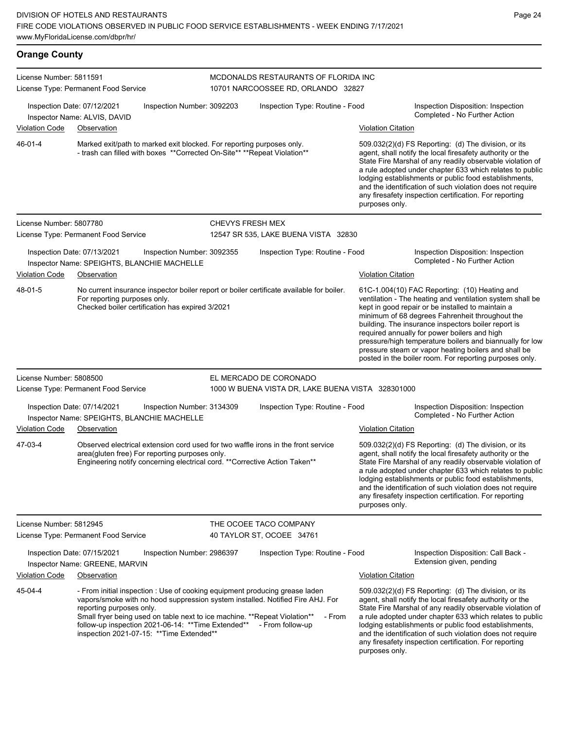## Orange County

**License Number:** 5811591
**License Type:** Permanent Food Service

**MCDONALDS RESTAURANTS OF FLORIDA INC**
10701 NARCOOSSEE RD, ORLANDO 32827

Inspection Date: 07/12/2021 | Inspection Number: 3092203 | Inspection Type: Routine - Food | Inspection Disposition: Inspection Completed - No Further Action

Inspector Name: ALVIS, DAVID

| Violation Code | Observation | Violation Citation |
|---|---|---|
| 46-01-4 | Marked exit/path to marked exit blocked. For reporting purposes only. - trash can filled with boxes **Corrected On-Site** **Repeat Violation** | 509.032(2)(d) FS Reporting: (d) The division, or its agent, shall notify the local firesafety authority or the State Fire Marshal of any readily observable violation of a rule adopted under chapter 633 which relates to public lodging establishments or public food establishments, and the identification of such violation does not require any firesafety inspection certification. For reporting purposes only. |

---

**License Number:** 5807780
**License Type:** Permanent Food Service

**CHEVYS FRESH MEX**
12547 SR 535, LAKE BUENA VISTA 32830

Inspection Date: 07/13/2021 | Inspection Number: 3092355 | Inspection Type: Routine - Food | Inspection Disposition: Inspection Completed - No Further Action

Inspector Name: SPEIGHTS, BLANCHIE MACHELLE

| Violation Code | Observation | Violation Citation |
|---|---|---|
| 48-01-5 | No current insurance inspector boiler report or boiler certificate available for boiler. For reporting purposes only. Checked boiler certification has expired 3/2021 | 61C-1.004(10) FAC Reporting: (10) Heating and ventilation - The heating and ventilation system shall be kept in good repair or be installed to maintain a minimum of 68 degrees Fahrenheit throughout the building. The insurance inspectors boiler report is required annually for power boilers and high pressure/high temperature boilers and biannually for low pressure steam or vapor heating boilers and shall be posted in the boiler room. For reporting purposes only. |

---

**License Number:** 5808500
**License Type:** Permanent Food Service

**EL MERCADO DE CORONADO**
1000 W BUENA VISTA DR, LAKE BUENA VISTA 328301000

Inspection Date: 07/14/2021 | Inspection Number: 3134309 | Inspection Type: Routine - Food | Inspection Disposition: Inspection Completed - No Further Action

Inspector Name: SPEIGHTS, BLANCHIE MACHELLE

| Violation Code | Observation | Violation Citation |
|---|---|---|
| 47-03-4 | Observed electrical extension cord used for two waffle irons in the front service area(gluten free) For reporting purposes only. Engineering notify concerning electrical cord. **Corrective Action Taken** | 509.032(2)(d) FS Reporting: (d) The division, or its agent, shall notify the local firesafety authority or the State Fire Marshal of any readily observable violation of a rule adopted under chapter 633 which relates to public lodging establishments or public food establishments, and the identification of such violation does not require any firesafety inspection certification. For reporting purposes only. |

---

**License Number:** 5812945
**License Type:** Permanent Food Service

**THE OCOEE TACO COMPANY**
40 TAYLOR ST, OCOEE 34761

Inspection Date: 07/15/2021 | Inspection Number: 2986397 | Inspection Type: Routine - Food | Inspection Disposition: Call Back - Extension given, pending

Inspector Name: GREENE, MARVIN

| Violation Code | Observation | Violation Citation |
|---|---|---|
| 45-04-4 | - From initial inspection : Use of cooking equipment producing grease laden vapors/smoke with no hood suppression system installed. Notified Fire AHJ. For reporting purposes only. Small fryer being used on table next to ice machine. **Repeat Violation** - From follow-up inspection 2021-06-14: **Time Extended** - From follow-up inspection 2021-07-15: **Time Extended** | 509.032(2)(d) FS Reporting: (d) The division, or its agent, shall notify the local firesafety authority or the State Fire Marshal of any readily observable violation of a rule adopted under chapter 633 which relates to public lodging establishments or public food establishments, and the identification of such violation does not require any firesafety inspection certification. For reporting purposes only. |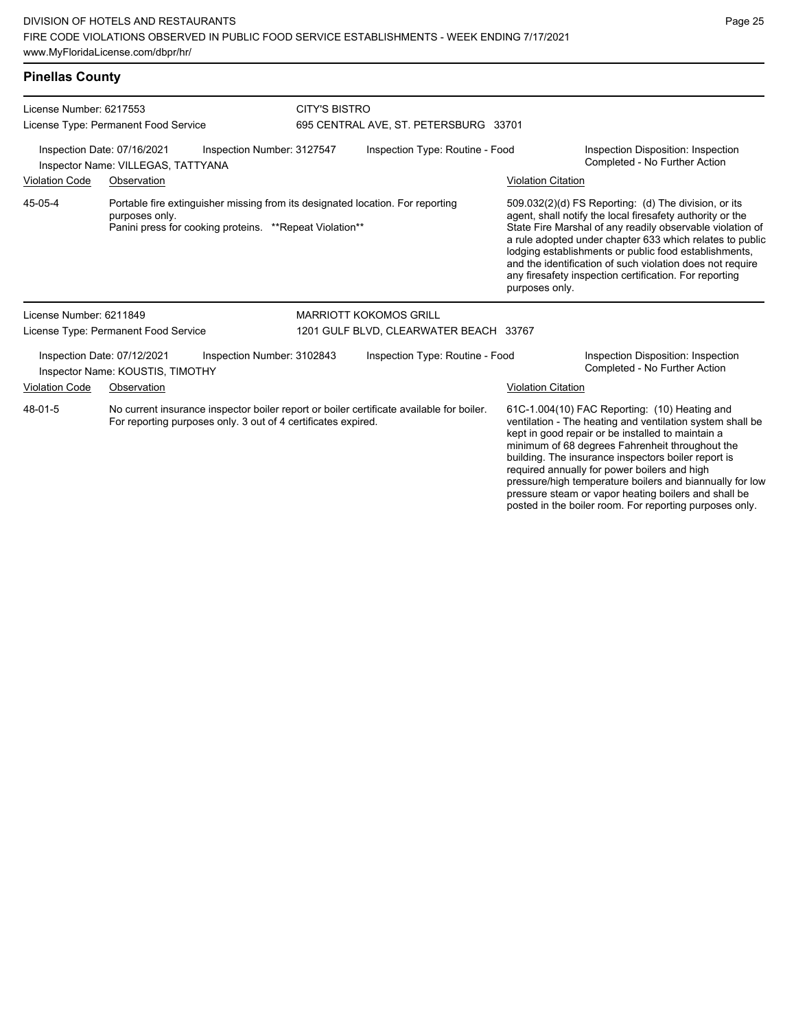## Pinellas County

**License Number:** 6217553
**License Type:** Permanent Food Service

**CITY'S BISTRO**
695 CENTRAL AVE, ST. PETERSBURG 33701

**Inspection Date:** 07/16/2021
**Inspection Number:** 3127547
**Inspection Type:** Routine - Food
**Inspection Disposition:** Inspection Completed - No Further Action
**Inspector Name:** VILLEGAS, TATTYANA

| Violation Code | Observation | Violation Citation |
| --- | --- | --- |
| 45-05-4 | Portable fire extinguisher missing from its designated location. For reporting purposes only. Panini press for cooking proteins. **Repeat Violation** | 509.032(2)(d) FS Reporting: (d) The division, or its agent, shall notify the local firesafety authority or the State Fire Marshal of any readily observable violation of a rule adopted under chapter 633 which relates to public lodging establishments or public food establishments, and the identification of such violation does not require any firesafety inspection certification. For reporting purposes only. |

---

**License Number:** 6211849
**License Type:** Permanent Food Service

**MARRIOTT KOKOMOS GRILL**
1201 GULF BLVD, CLEARWATER BEACH 33767

**Inspection Date:** 07/12/2021
**Inspection Number:** 3102843
**Inspection Type:** Routine - Food
**Inspection Disposition:** Inspection Completed - No Further Action
**Inspector Name:** KOUSTIS, TIMOTHY

| Violation Code | Observation | Violation Citation |
| --- | --- | --- |
| 48-01-5 | No current insurance inspector boiler report or boiler certificate available for boiler. For reporting purposes only. 3 out of 4 certificates expired. | 61C-1.004(10) FAC Reporting: (10) Heating and ventilation - The heating and ventilation system shall be kept in good repair or be installed to maintain a minimum of 68 degrees Fahrenheit throughout the building. The insurance inspectors boiler report is required annually for power boilers and high pressure/high temperature boilers and biannually for low pressure steam or vapor heating boilers and shall be posted in the boiler room. For reporting purposes only. |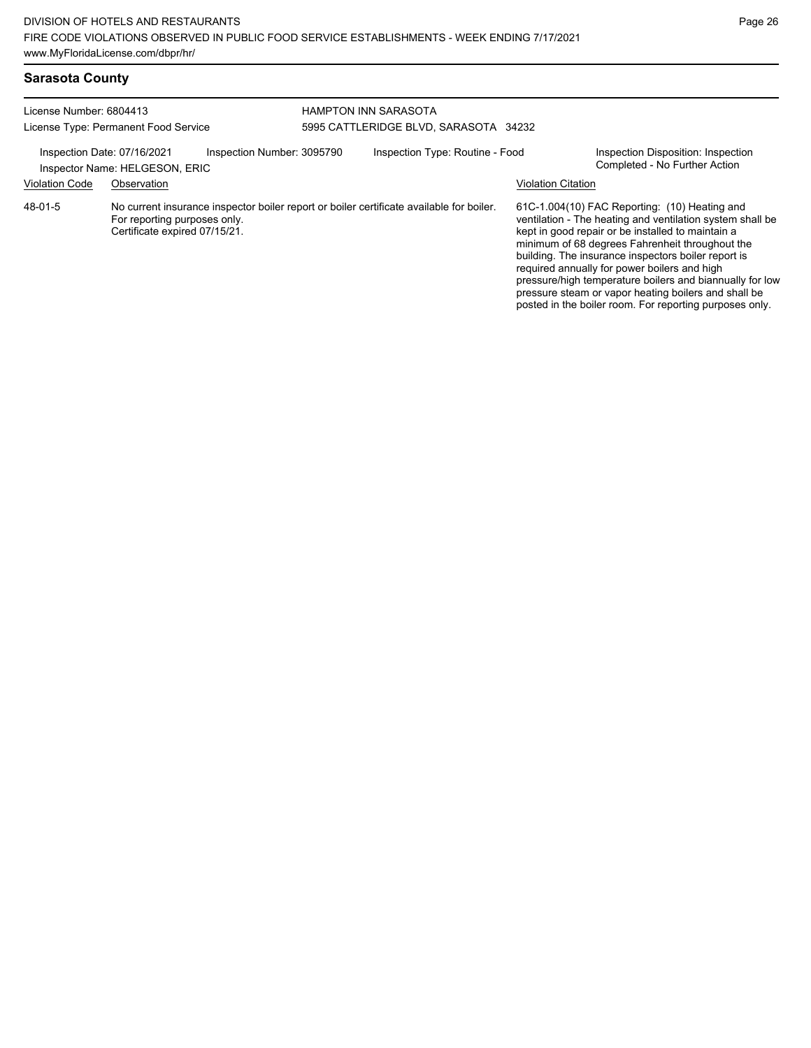## Sarasota County

License Number: 6804413
License Type: Permanent Food Service

HAMPTON INN SARASOTA
5995 CATTLERIDGE BLVD, SARASOTA 34232

Inspection Date: 07/16/2021
Inspector Name: HELGESON, ERIC
Inspection Number: 3095790
Inspection Type: Routine - Food
Inspection Disposition: Inspection Completed - No Further Action

| Violation Code | Observation | Violation Citation |
|---|---|---|
| 48-01-5 | No current insurance inspector boiler report or boiler certificate available for boiler. For reporting purposes only. Certificate expired 07/15/21. | 61C-1.004(10) FAC Reporting: (10) Heating and ventilation - The heating and ventilation system shall be kept in good repair or be installed to maintain a minimum of 68 degrees Fahrenheit throughout the building. The insurance inspectors boiler report is required annually for power boilers and high pressure/high temperature boilers and biannually for low pressure steam or vapor heating boilers and shall be posted in the boiler room. For reporting purposes only. |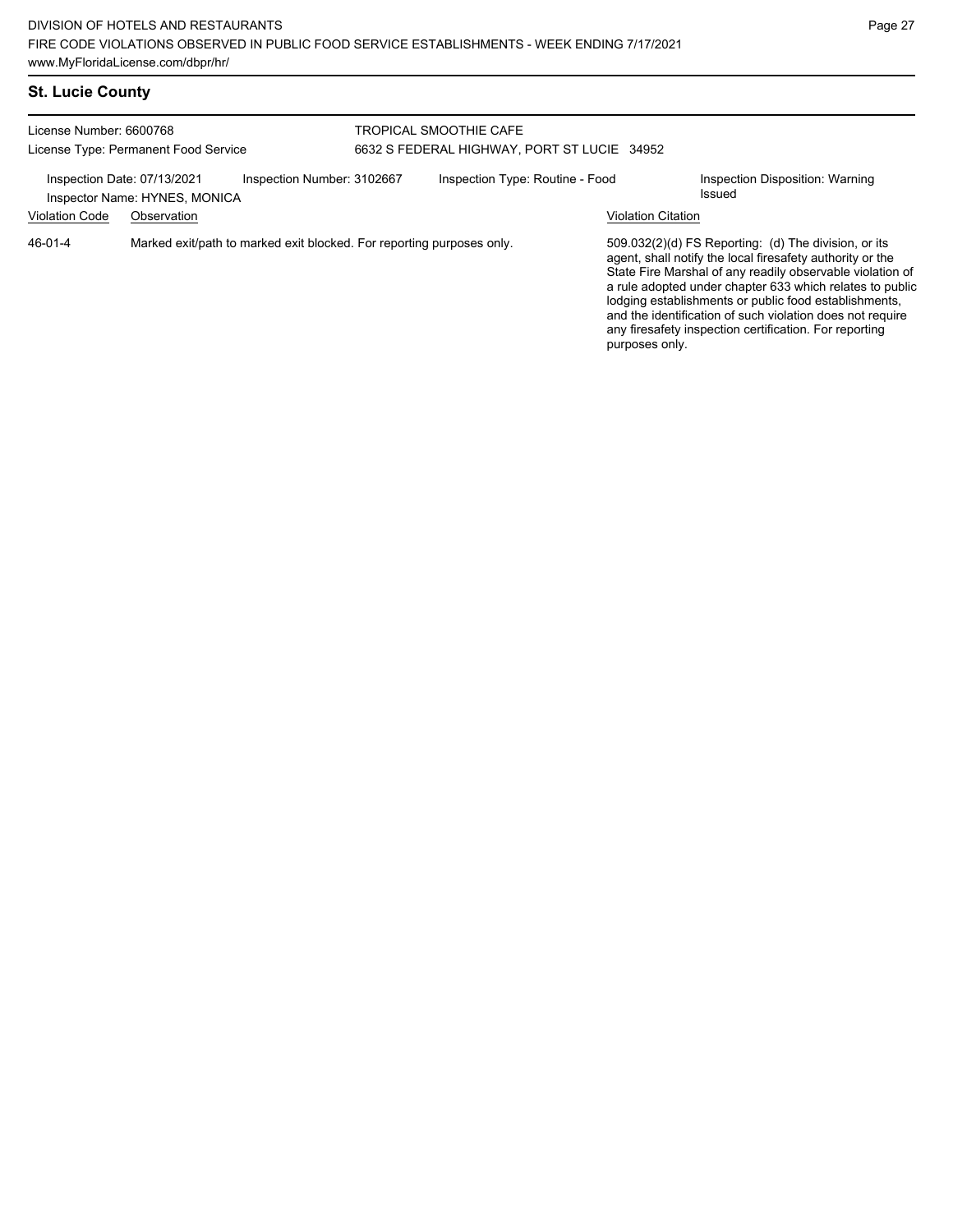## St. Lucie County

License Number: 6600768
License Type: Permanent Food Service

TROPICAL SMOOTHIE CAFE
6632 S FEDERAL HIGHWAY, PORT ST LUCIE 34952

Inspection Date: 07/13/2021
Inspector Name: HYNES, MONICA
Inspection Number: 3102667
Inspection Type: Routine - Food
Inspection Disposition: Warning Issued

| Violation Code | Observation | Violation Citation |
| --- | --- | --- |
| 46-01-4 | Marked exit/path to marked exit blocked. For reporting purposes only. | 509.032(2)(d) FS Reporting: (d) The division, or its agent, shall notify the local firesafety authority or the State Fire Marshal of any readily observable violation of a rule adopted under chapter 633 which relates to public lodging establishments or public food establishments, and the identification of such violation does not require any firesafety inspection certification. For reporting purposes only. |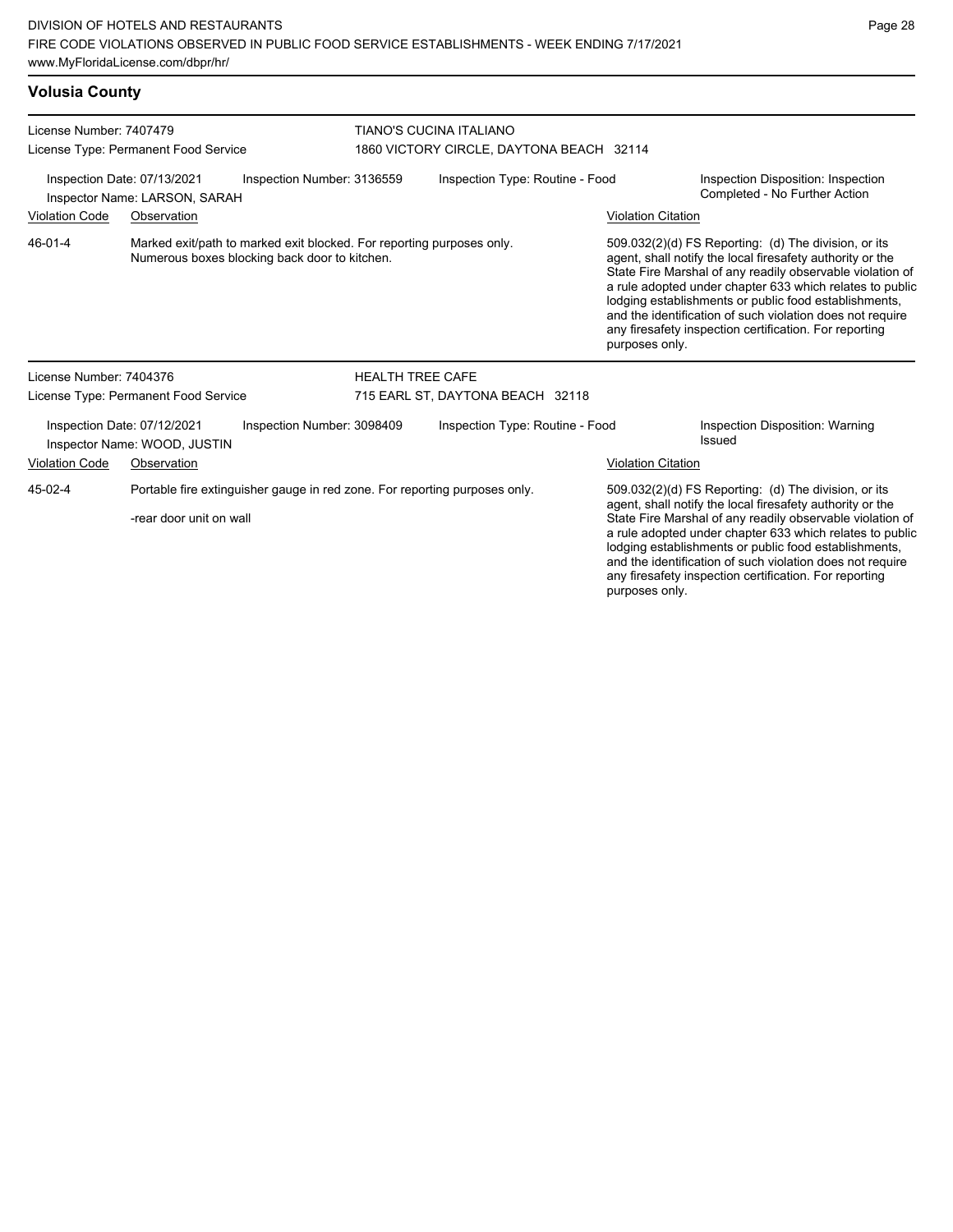## Volusia County

License Number: 7407479
License Type: Permanent Food Service

TIANO'S CUCINA ITALIANO
1860 VICTORY CIRCLE, DAYTONA BEACH 32114

Inspection Date: 07/13/2021
Inspector Name: LARSON, SARAH
Inspection Number: 3136559
Inspection Type: Routine - Food
Inspection Disposition: Inspection Completed - No Further Action

| Violation Code | Observation | Violation Citation |
| --- | --- | --- |
| 46-01-4 | Marked exit/path to marked exit blocked. For reporting purposes only. Numerous boxes blocking back door to kitchen. | 509.032(2)(d) FS Reporting: (d) The division, or its agent, shall notify the local firesafety authority or the State Fire Marshal of any readily observable violation of a rule adopted under chapter 633 which relates to public lodging establishments or public food establishments, and the identification of such violation does not require any firesafety inspection certification. For reporting purposes only. |

License Number: 7404376
License Type: Permanent Food Service

HEALTH TREE CAFE
715 EARL ST, DAYTONA BEACH 32118

Inspection Date: 07/12/2021
Inspector Name: WOOD, JUSTIN
Inspection Number: 3098409
Inspection Type: Routine - Food
Inspection Disposition: Warning Issued

| Violation Code | Observation | Violation Citation |
| --- | --- | --- |
| 45-02-4 | Portable fire extinguisher gauge in red zone. For reporting purposes only.<br><br>-rear door unit on wall | 509.032(2)(d) FS Reporting: (d) The division, or its agent, shall notify the local firesafety authority or the State Fire Marshal of any readily observable violation of a rule adopted under chapter 633 which relates to public lodging establishments or public food establishments, and the identification of such violation does not require any firesafety inspection certification. For reporting purposes only. |